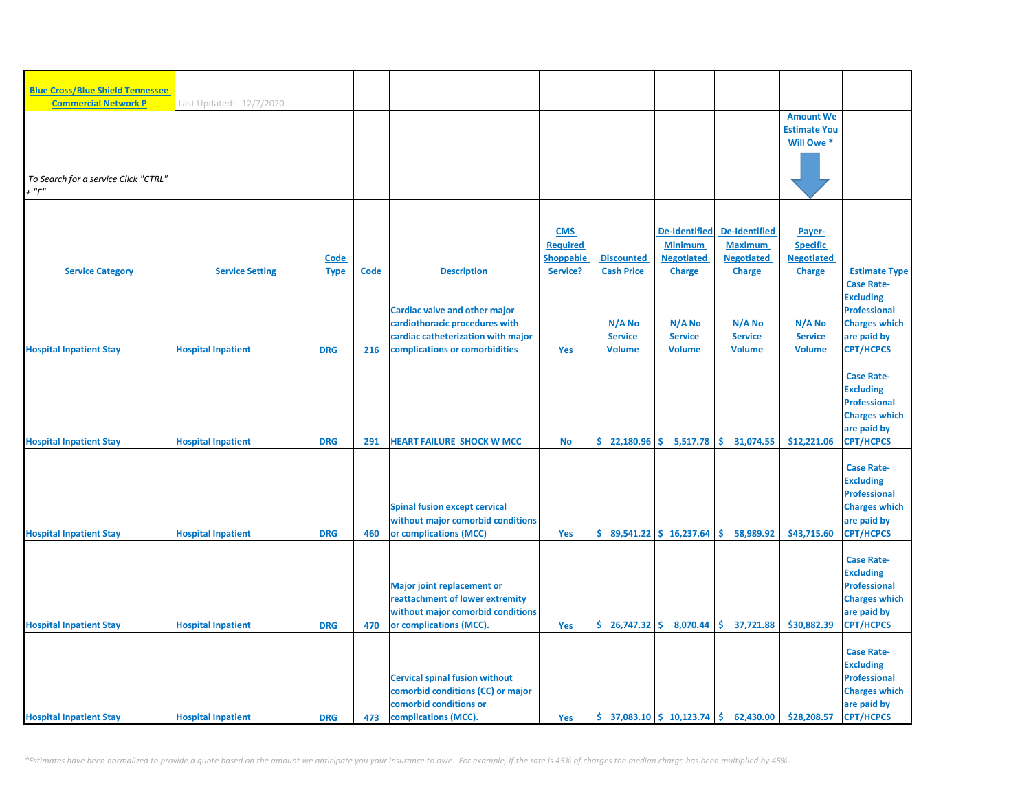| Blue Cross/Blue Shield Tennessee Commercial Network P | Last Updated: 12/7/2020 | | | | | | | | | |
|---|---|---|---|---|---|---|---|---|---|---|
| | | | | | | | | | Amount We Estimate You Will Owe * | |
| *To Search for a service Click "CTRL" + "F"* | | | | | | | | | | |
| **Service Category** | **Service Setting** | **Code Type** | **Code** | **Description** | **CMS Required Shoppable Service?** | **Discounted Cash Price** | **De-Identified Minimum Negotiated Charge** | **De-Identified Maximum Negotiated Charge** | **Payer-Specific Negotiated Charge** | **Estimate Type** |
| Hospital Inpatient Stay | Hospital Inpatient | DRG | 216 | Cardiac valve and other major cardiothoracic procedures with cardiac catheterization with major complications or comorbidities | Yes | N/A No Service Volume | N/A No Service Volume | N/A No Service Volume | N/A No Service Volume | Case Rate-Excluding Professional Charges which are paid by CPT/HCPCS |
| Hospital Inpatient Stay | Hospital Inpatient | DRG | 291 | HEART FAILURE SHOCK W MCC | No | $ 22,180.96 | $ 5,517.78 | $ 31,074.55 | $12,221.06 | Case Rate-Excluding Professional Charges which are paid by CPT/HCPCS |
| Hospital Inpatient Stay | Hospital Inpatient | DRG | 460 | Spinal fusion except cervical without major comorbid conditions or complications (MCC) | Yes | $ 89,541.22 | $ 16,237.64 | $ 58,989.92 | $43,715.60 | Case Rate-Excluding Professional Charges which are paid by CPT/HCPCS |
| Hospital Inpatient Stay | Hospital Inpatient | DRG | 470 | Major joint replacement or reattachment of lower extremity without major comorbid conditions or complications (MCC). | Yes | $ 26,747.32 | $ 8,070.44 | $ 37,721.88 | $30,882.39 | Case Rate-Excluding Professional Charges which are paid by CPT/HCPCS |
| Hospital Inpatient Stay | Hospital Inpatient | DRG | 473 | Cervical spinal fusion without comorbid conditions (CC) or major comorbid conditions or complications (MCC). | Yes | $ 37,083.10 | $ 10,123.74 | $ 62,430.00 | $28,208.57 | Case Rate-Excluding Professional Charges which are paid by CPT/HCPCS |

*\*Estimates have been normalized to provide a quote based on the amount we anticipate you your insurance to owe. For example, if the rate is 45% of charges the median charge has been multiplied by 45%.*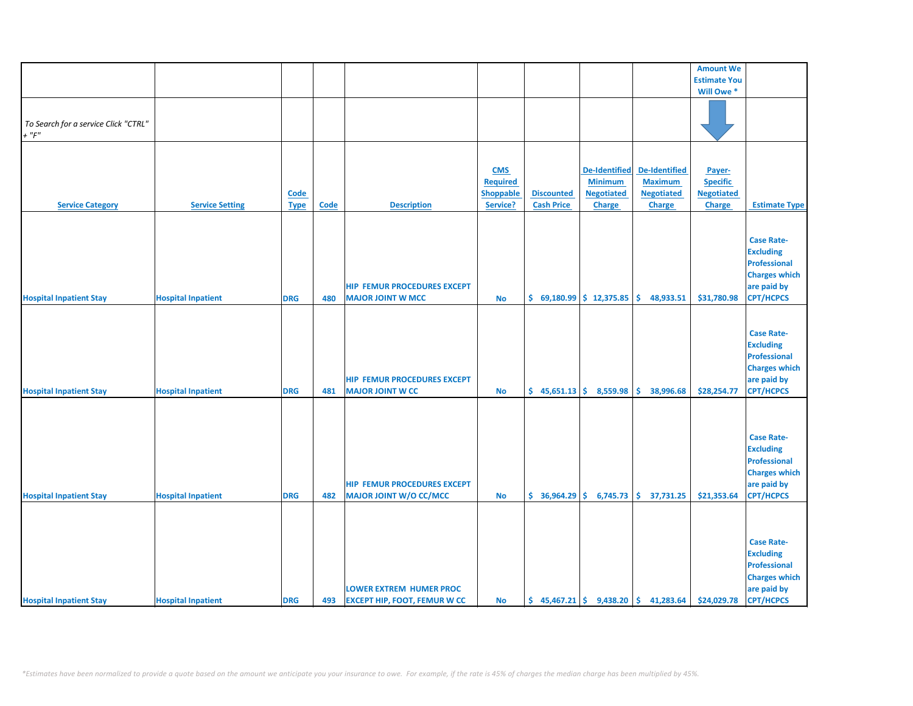| | | | | | | | | | Amount We Estimate You Will Owe * | |
|---|---|---|---|---|---|---|---|---|---|---|
| *To Search for a service Click "CTRL" + "F"* | | | | | | | | | | |
| **Service Category** | **Service Setting** | **Code Type** | **Code** | **Description** | **CMS Required Shoppable Service?** | **Discounted Cash Price** | **De-Identified Minimum Negotiated Charge** | **De-Identified Maximum Negotiated Charge** | **Payer-Specific Negotiated Charge** | **Estimate Type** |
| Hospital Inpatient Stay | Hospital Inpatient | DRG | 480 | HIP FEMUR PROCEDURES EXCEPT MAJOR JOINT W MCC | No | $ 69,180.99 | $ 12,375.85 | $ 48,933.51 | $31,780.98 | Case Rate-Excluding Professional Charges which are paid by CPT/HCPCS |
| Hospital Inpatient Stay | Hospital Inpatient | DRG | 481 | HIP FEMUR PROCEDURES EXCEPT MAJOR JOINT W CC | No | $ 45,651.13 | $ 8,559.98 | $ 38,996.68 | $28,254.77 | Case Rate-Excluding Professional Charges which are paid by CPT/HCPCS |
| Hospital Inpatient Stay | Hospital Inpatient | DRG | 482 | HIP FEMUR PROCEDURES EXCEPT MAJOR JOINT W/O CC/MCC | No | $ 36,964.29 | $ 6,745.73 | $ 37,731.25 | $21,353.64 | Case Rate-Excluding Professional Charges which are paid by CPT/HCPCS |
| Hospital Inpatient Stay | Hospital Inpatient | DRG | 493 | LOWER EXTREM HUMER PROC EXCEPT HIP, FOOT, FEMUR W CC | No | $ 45,467.21 | $ 9,438.20 | $ 41,283.64 | $24,029.78 | Case Rate-Excluding Professional Charges which are paid by CPT/HCPCS |

*\*Estimates have been normalized to provide a quote based on the amount we anticipate you your insurance to owe. For example, if the rate is 45% of charges the median charge has been multiplied by 45%.*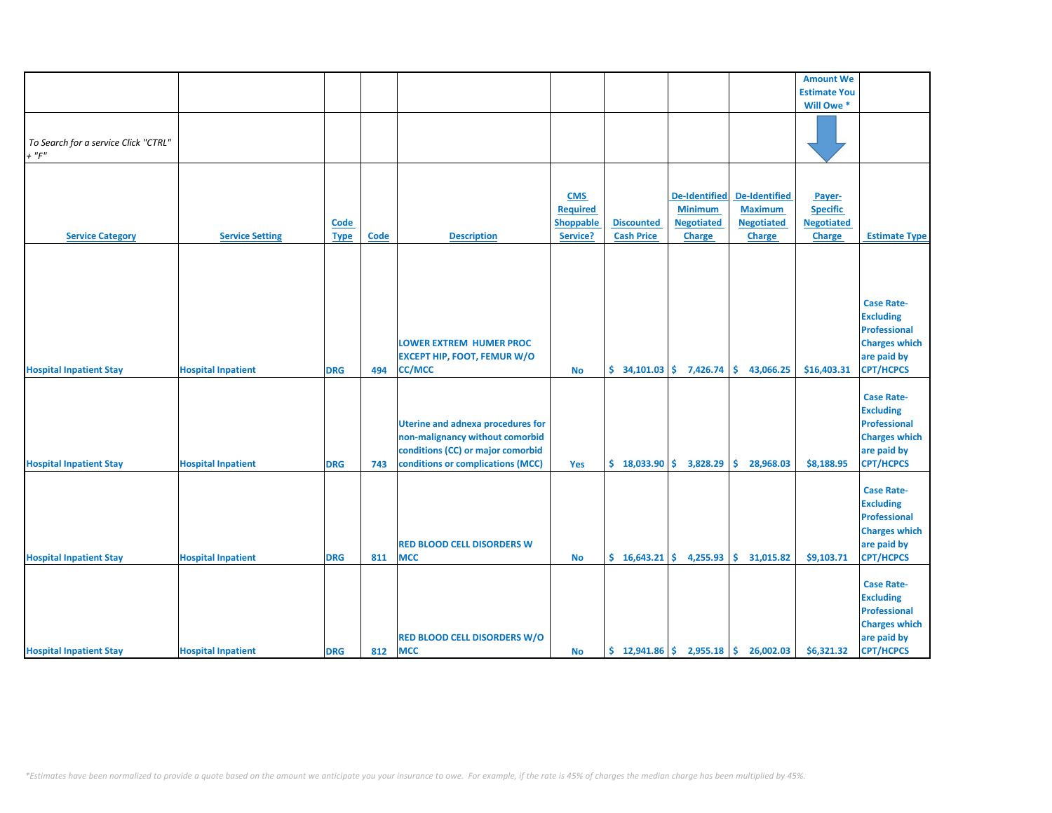| | | | | | | | | | Amount We Estimate You Will Owe * | |
|---|---|---|---|---|---|---|---|---|---|---|
| *To Search for a service Click "CTRL" + "F"* | | | | | | | | | | |
| Service Category | Service Setting | Code Type | Code | Description | CMS Required Shoppable Service? | Discounted Cash Price | De-Identified Minimum Negotiated Charge | De-Identified Maximum Negotiated Charge | Payer-Specific Negotiated Charge | Estimate Type |
| Hospital Inpatient Stay | Hospital Inpatient | DRG | 494 | LOWER EXTREM HUMER PROC EXCEPT HIP, FOOT, FEMUR W/O CC/MCC | No | $ 34,101.03 | $ 7,426.74 | $ 43,066.25 | $16,403.31 | Case Rate- Excluding Professional Charges which are paid by CPT/HCPCS |
| Hospital Inpatient Stay | Hospital Inpatient | DRG | 743 | Uterine and adnexa procedures for non-malignancy without comorbid conditions (CC) or major comorbid conditions or complications (MCC) | Yes | $ 18,033.90 | $ 3,828.29 | $ 28,968.03 | $8,188.95 | Case Rate- Excluding Professional Charges which are paid by CPT/HCPCS |
| Hospital Inpatient Stay | Hospital Inpatient | DRG | 811 | RED BLOOD CELL DISORDERS W MCC | No | $ 16,643.21 | $ 4,255.93 | $ 31,015.82 | $9,103.71 | Case Rate- Excluding Professional Charges which are paid by CPT/HCPCS |
| Hospital Inpatient Stay | Hospital Inpatient | DRG | 812 | RED BLOOD CELL DISORDERS W/O MCC | No | $ 12,941.86 | $ 2,955.18 | $ 26,002.03 | $6,321.32 | Case Rate- Excluding Professional Charges which are paid by CPT/HCPCS |

*\*Estimates have been normalized to provide a quote based on the amount we anticipate you your insurance to owe. For example, if the rate is 45% of charges the median charge has been multiplied by 45%.*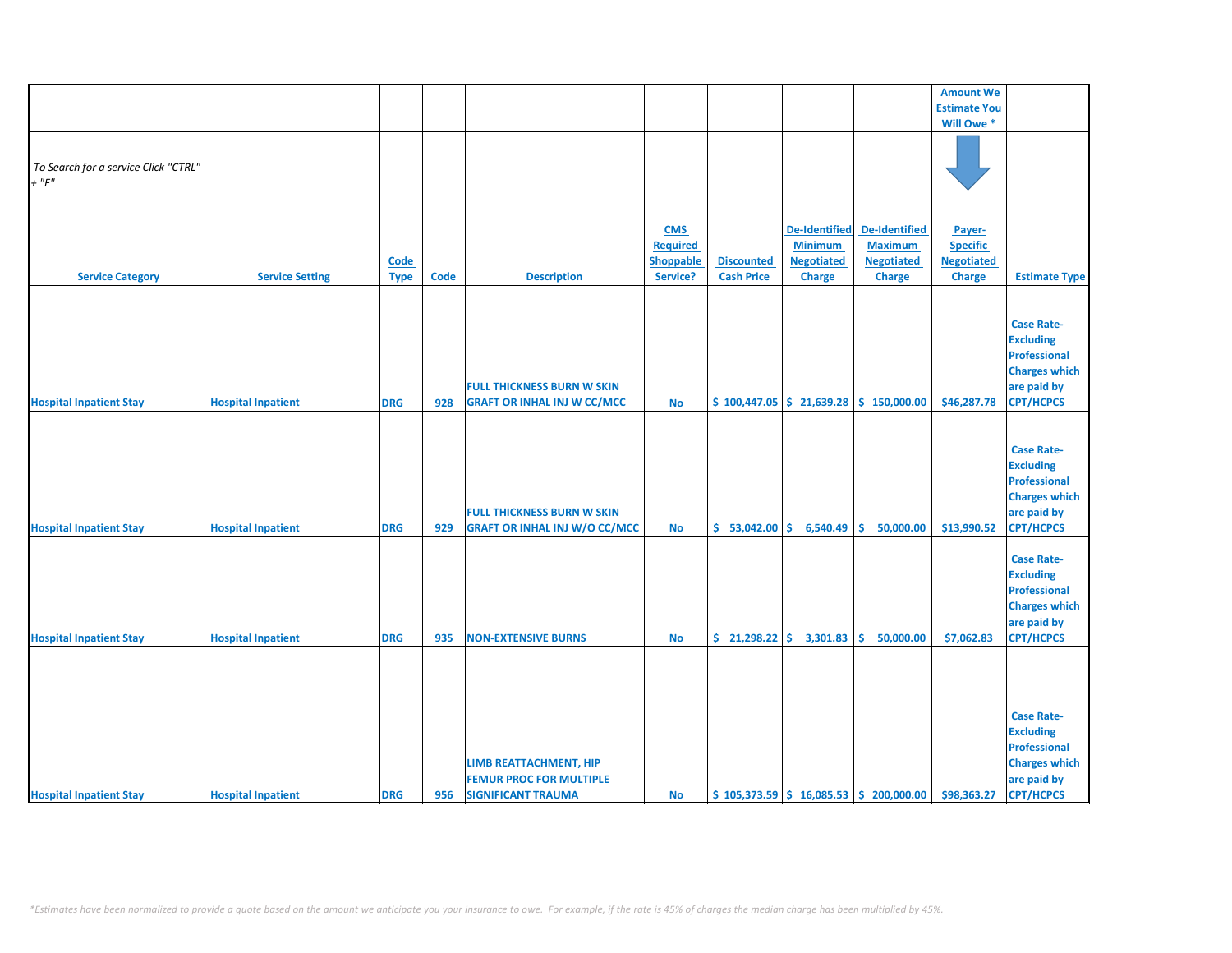| | | | | | | | | | Amount We Estimate You Will Owe * | |
|---|---|---|---|---|---|---|---|---|---|---|
| *To Search for a service Click "CTRL" + "F"* | | | | | | | | | | |
| **Service Category** | **Service Setting** | **Code Type** | **Code** | **Description** | **CMS Required Shoppable Service?** | **Discounted Cash Price** | **De-Identified Minimum Negotiated Charge** | **De-Identified Maximum Negotiated Charge** | **Payer-Specific Negotiated Charge** | **Estimate Type** |
| Hospital Inpatient Stay | Hospital Inpatient | DRG | 928 | FULL THICKNESS BURN W SKIN GRAFT OR INHAL INJ W CC/MCC | No | $ 100,447.05 | $ 21,639.28 | $ 150,000.00 | $46,287.78 | Case Rate-Excluding Professional Charges which are paid by CPT/HCPCS |
| Hospital Inpatient Stay | Hospital Inpatient | DRG | 929 | FULL THICKNESS BURN W SKIN GRAFT OR INHAL INJ W/O CC/MCC | No | $ 53,042.00 | $ 6,540.49 | $ 50,000.00 | $13,990.52 | Case Rate-Excluding Professional Charges which are paid by CPT/HCPCS |
| Hospital Inpatient Stay | Hospital Inpatient | DRG | 935 | NON-EXTENSIVE BURNS | No | $ 21,298.22 | $ 3,301.83 | $ 50,000.00 | $7,062.83 | Case Rate-Excluding Professional Charges which are paid by CPT/HCPCS |
| Hospital Inpatient Stay | Hospital Inpatient | DRG | 956 | LIMB REATTACHMENT, HIP FEMUR PROC FOR MULTIPLE SIGNIFICANT TRAUMA | No | $ 105,373.59 | $ 16,085.53 | $ 200,000.00 | $98,363.27 | Case Rate-Excluding Professional Charges which are paid by CPT/HCPCS |

*\*Estimates have been normalized to provide a quote based on the amount we anticipate you your insurance to owe. For example, if the rate is 45% of charges the median charge has been multiplied by 45%.*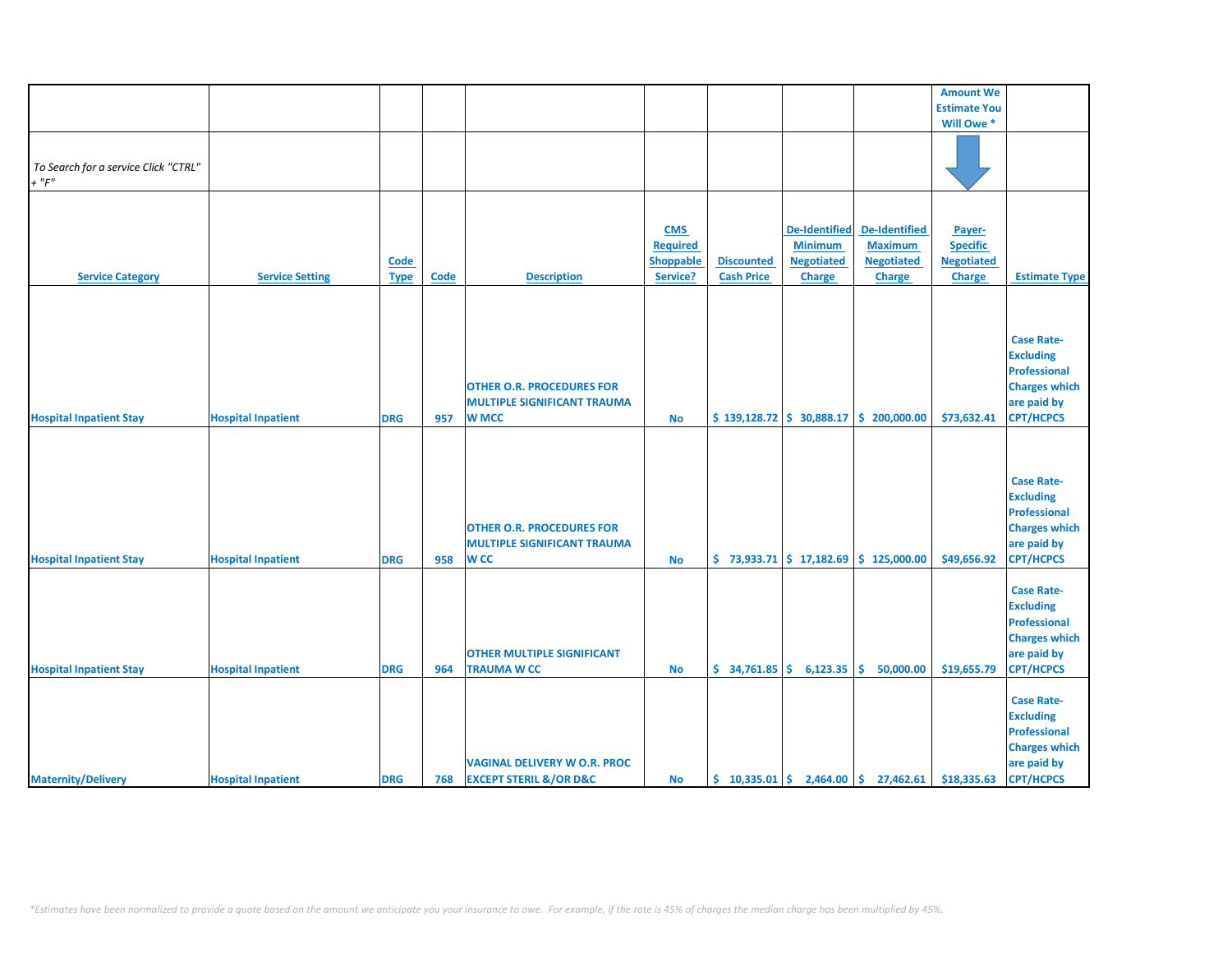| | | | | | | | | | Amount We Estimate You Will Owe * | |
|---|---|---|---|---|---|---|---|---|---|---|
| *To Search for a service Click "CTRL" + "F"* | | | | | | | | | | |
| **Service Category** | **Service Setting** | **Code Type** | **Code** | **Description** | **CMS Required Shoppable Service?** | **Discounted Cash Price** | **De-Identified Minimum Negotiated Charge** | **De-Identified Maximum Negotiated Charge** | **Payer-Specific Negotiated Charge** | **Estimate Type** |
| Hospital Inpatient Stay | Hospital Inpatient | DRG | 957 | OTHER O.R. PROCEDURES FOR MULTIPLE SIGNIFICANT TRAUMA W MCC | No | $ 139,128.72 | $ 30,888.17 | $ 200,000.00 | $73,632.41 | Case Rate-Excluding Professional Charges which are paid by CPT/HCPCS |
| Hospital Inpatient Stay | Hospital Inpatient | DRG | 958 | OTHER O.R. PROCEDURES FOR MULTIPLE SIGNIFICANT TRAUMA W CC | No | $ 73,933.71 | $ 17,182.69 | $ 125,000.00 | $49,656.92 | Case Rate-Excluding Professional Charges which are paid by CPT/HCPCS |
| Hospital Inpatient Stay | Hospital Inpatient | DRG | 964 | OTHER MULTIPLE SIGNIFICANT TRAUMA W CC | No | $ 34,761.85 | $ 6,123.35 | $ 50,000.00 | $19,655.79 | Case Rate-Excluding Professional Charges which are paid by CPT/HCPCS |
| Maternity/Delivery | Hospital Inpatient | DRG | 768 | VAGINAL DELIVERY W O.R. PROC EXCEPT STERIL &/OR D&C | No | $ 10,335.01 | $ 2,464.00 | $ 27,462.61 | $18,335.63 | Case Rate-Excluding Professional Charges which are paid by CPT/HCPCS |

*\*Estimates have been normalized to provide a quote based on the amount we anticipate you your insurance to owe. For example, if the rate is 45% of charges the median charge has been multiplied by 45%.*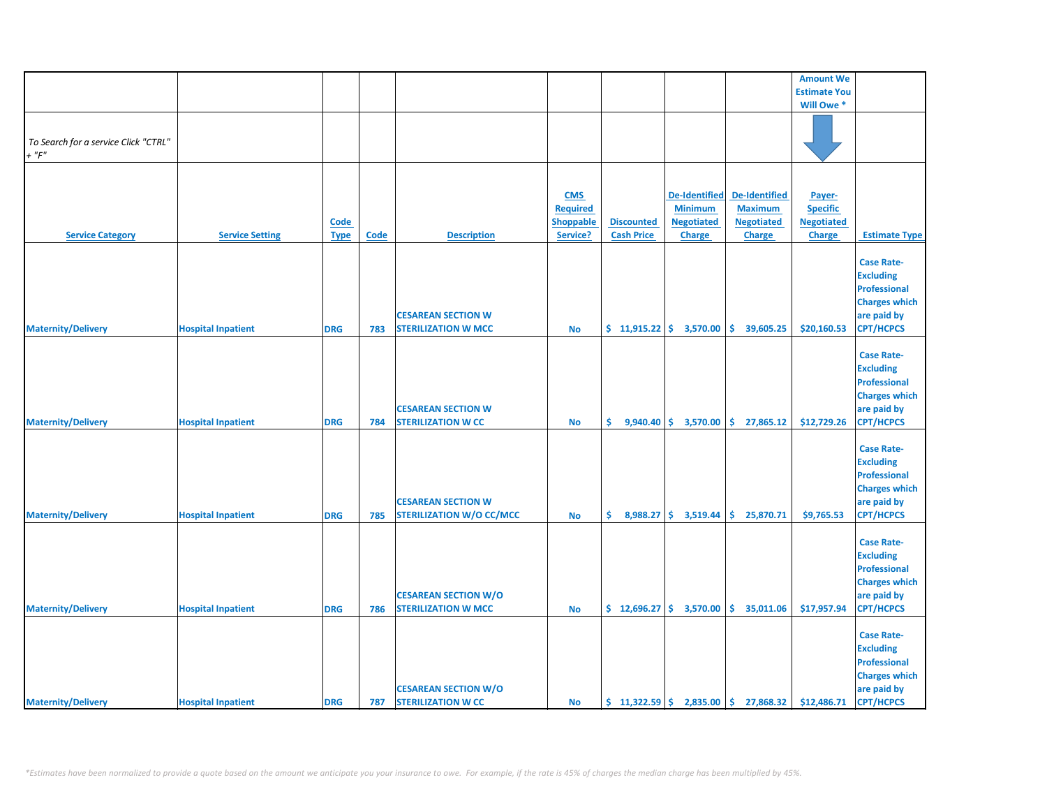| | | | | | | | | | Amount We Estimate You Will Owe * | |
|---|---|---|---|---|---|---|---|---|---|---|
| *To Search for a service Click "CTRL" + "F"* | | | | | | | | | | |
| Service Category | Service Setting | Code Type | Code | Description | CMS Required Shoppable Service? | Discounted Cash Price | De-Identified Minimum Negotiated Charge | De-Identified Maximum Negotiated Charge | Payer-Specific Negotiated Charge | Estimate Type |
| Maternity/Delivery | Hospital Inpatient | DRG | 783 | CESAREAN SECTION W STERILIZATION W MCC | No | $ 11,915.22 | $ 3,570.00 | $ 39,605.25 | $20,160.53 | Case Rate-Excluding Professional Charges which are paid by CPT/HCPCS |
| Maternity/Delivery | Hospital Inpatient | DRG | 784 | CESAREAN SECTION W STERILIZATION W CC | No | $ 9,940.40 | $ 3,570.00 | $ 27,865.12 | $12,729.26 | Case Rate-Excluding Professional Charges which are paid by CPT/HCPCS |
| Maternity/Delivery | Hospital Inpatient | DRG | 785 | CESAREAN SECTION W STERILIZATION W/O CC/MCC | No | $ 8,988.27 | $ 3,519.44 | $ 25,870.71 | $9,765.53 | Case Rate-Excluding Professional Charges which are paid by CPT/HCPCS |
| Maternity/Delivery | Hospital Inpatient | DRG | 786 | CESAREAN SECTION W/O STERILIZATION W MCC | No | $ 12,696.27 | $ 3,570.00 | $ 35,011.06 | $17,957.94 | Case Rate-Excluding Professional Charges which are paid by CPT/HCPCS |
| Maternity/Delivery | Hospital Inpatient | DRG | 787 | CESAREAN SECTION W/O STERILIZATION W CC | No | $ 11,322.59 | $ 2,835.00 | $ 27,868.32 | $12,486.71 | Case Rate-Excluding Professional Charges which are paid by CPT/HCPCS |

*\*Estimates have been normalized to provide a quote based on the amount we anticipate you your insurance to owe. For example, if the rate is 45% of charges the median charge has been multiplied by 45%.*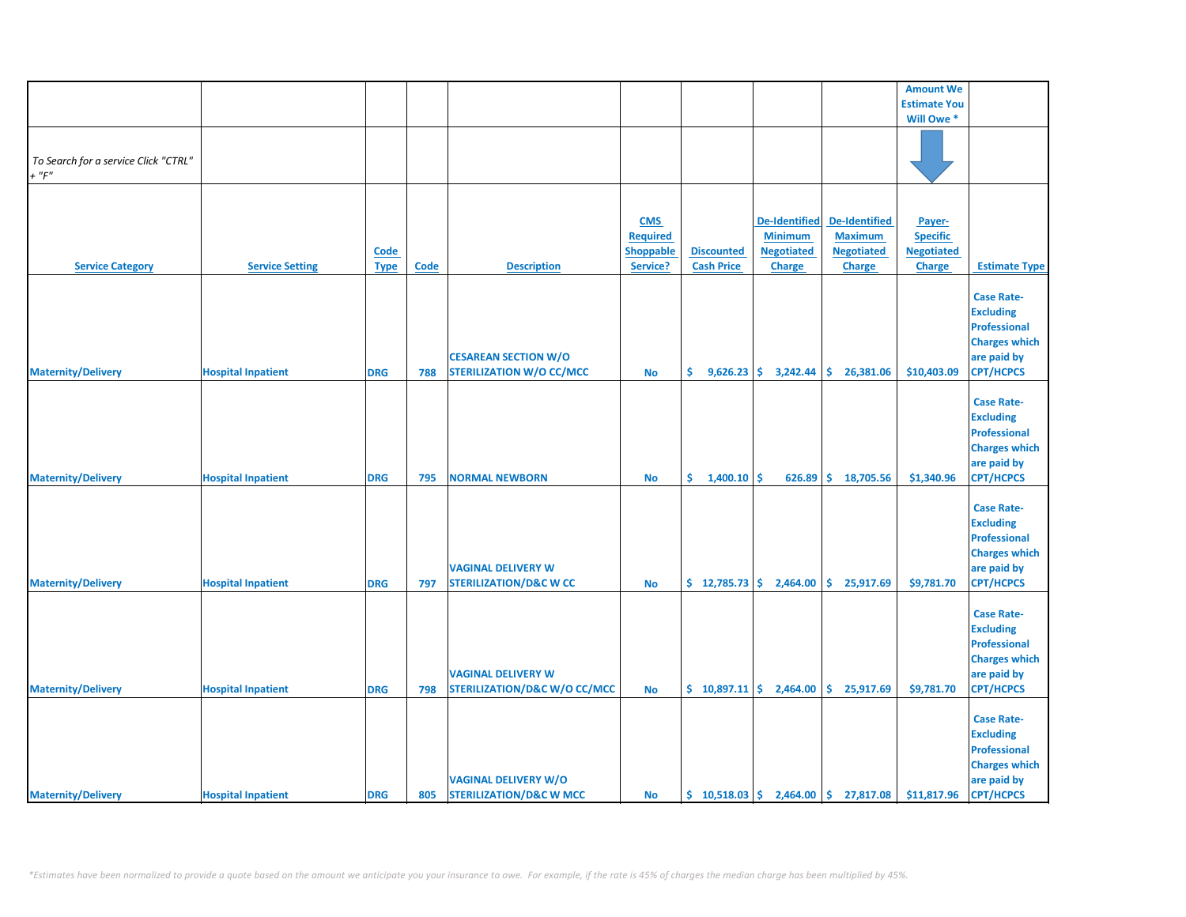| | | | | | | | | | Amount We Estimate You Will Owe * | |
|---|---|---|---|---|---|---|---|---|---|---|
| *To Search for a service Click "CTRL" + "F"* | | | | | | | | | | |
| Service Category | Service Setting | Code Type | Code | Description | CMS Required Shoppable Service? | Discounted Cash Price | De-Identified Minimum Negotiated Charge | De-Identified Maximum Negotiated Charge | Payer-Specific Negotiated Charge | Estimate Type |
| Maternity/Delivery | Hospital Inpatient | DRG | 788 | CESAREAN SECTION W/O STERILIZATION W/O CC/MCC | No | $ 9,626.23 | $ 3,242.44 | $ 26,381.06 | $10,403.09 | Case Rate- Excluding Professional Charges which are paid by CPT/HCPCS |
| Maternity/Delivery | Hospital Inpatient | DRG | 795 | NORMAL NEWBORN | No | $ 1,400.10 | $ 626.89 | $ 18,705.56 | $1,340.96 | Case Rate- Excluding Professional Charges which are paid by CPT/HCPCS |
| Maternity/Delivery | Hospital Inpatient | DRG | 797 | VAGINAL DELIVERY W STERILIZATION/D&C W CC | No | $ 12,785.73 | $ 2,464.00 | $ 25,917.69 | $9,781.70 | Case Rate- Excluding Professional Charges which are paid by CPT/HCPCS |
| Maternity/Delivery | Hospital Inpatient | DRG | 798 | VAGINAL DELIVERY W STERILIZATION/D&C W/O CC/MCC | No | $ 10,897.11 | $ 2,464.00 | $ 25,917.69 | $9,781.70 | Case Rate- Excluding Professional Charges which are paid by CPT/HCPCS |
| Maternity/Delivery | Hospital Inpatient | DRG | 805 | VAGINAL DELIVERY W/O STERILIZATION/D&C W MCC | No | $ 10,518.03 | $ 2,464.00 | $ 27,817.08 | $11,817.96 | Case Rate- Excluding Professional Charges which are paid by CPT/HCPCS |

*\*Estimates have been normalized to provide a quote based on the amount we anticipate you your insurance to owe. For example, if the rate is 45% of charges the median charge has been multiplied by 45%.*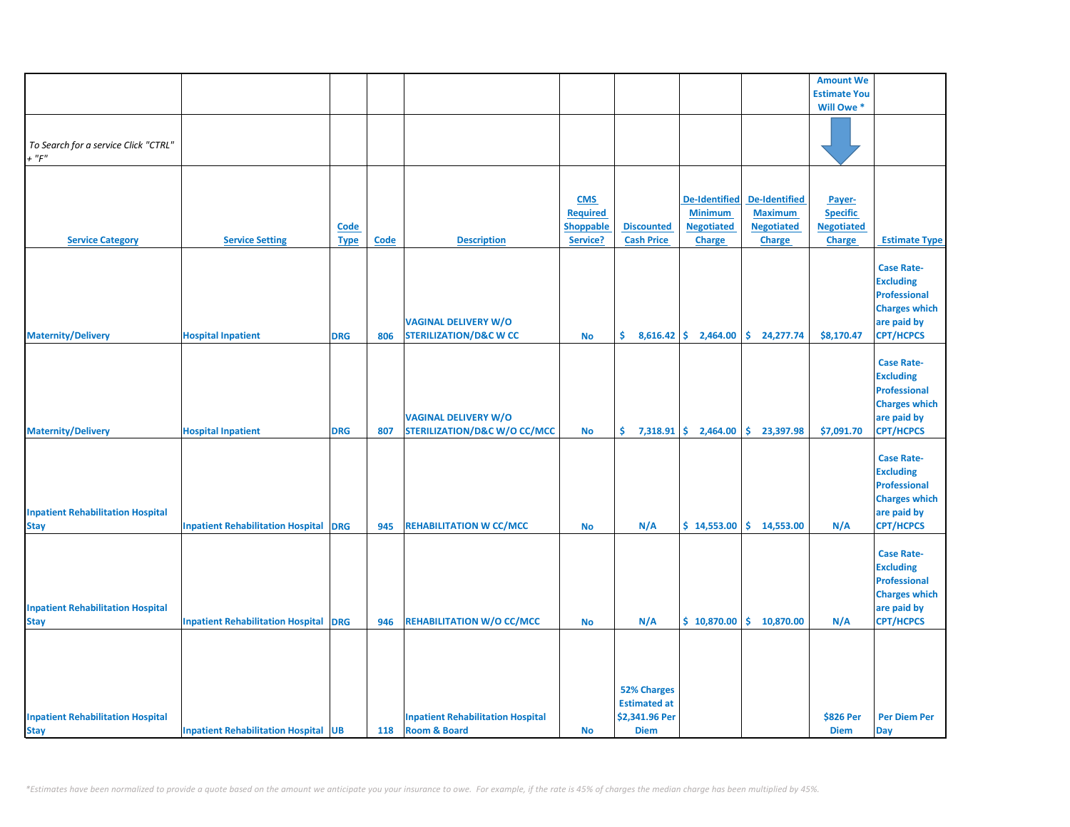| | | | | | | | | | Amount We Estimate You Will Owe * | |
|---|---|---|---|---|---|---|---|---|---|---|
| *To Search for a service Click "CTRL" + "F"* | | | | | | | | | | |
| **Service Category** | **Service Setting** | **Code Type** | **Code** | **Description** | **CMS Required Shoppable Service?** | **Discounted Cash Price** | **De-Identified Minimum Negotiated Charge** | **De-Identified Maximum Negotiated Charge** | **Payer-Specific Negotiated Charge** | **Estimate Type** |
| Maternity/Delivery | Hospital Inpatient | DRG | 806 | VAGINAL DELIVERY W/O STERILIZATION/D&C W CC | No | $ 8,616.42 | $ 2,464.00 | $ 24,277.74 | $8,170.47 | Case Rate- Excluding Professional Charges which are paid by CPT/HCPCS |
| Maternity/Delivery | Hospital Inpatient | DRG | 807 | VAGINAL DELIVERY W/O STERILIZATION/D&C W/O CC/MCC | No | $ 7,318.91 | $ 2,464.00 | $ 23,397.98 | $7,091.70 | Case Rate- Excluding Professional Charges which are paid by CPT/HCPCS |
| Inpatient Rehabilitation Hospital Stay | Inpatient Rehabilitation Hospital | DRG | 945 | REHABILITATION W CC/MCC | No | N/A | $ 14,553.00 | $ 14,553.00 | N/A | Case Rate- Excluding Professional Charges which are paid by CPT/HCPCS |
| Inpatient Rehabilitation Hospital Stay | Inpatient Rehabilitation Hospital | DRG | 946 | REHABILITATION W/O CC/MCC | No | N/A | $ 10,870.00 | $ 10,870.00 | N/A | Case Rate- Excluding Professional Charges which are paid by CPT/HCPCS |
| Inpatient Rehabilitation Hospital Stay | Inpatient Rehabilitation Hospital | UB | 118 | Inpatient Rehabilitation Hospital Room & Board | No | 52% Charges Estimated at $2,341.96 Per Diem | | | $826 Per Diem | Per Diem Per Day |

*\*Estimates have been normalized to provide a quote based on the amount we anticipate you your insurance to owe. For example, if the rate is 45% of charges the median charge has been multiplied by 45%.*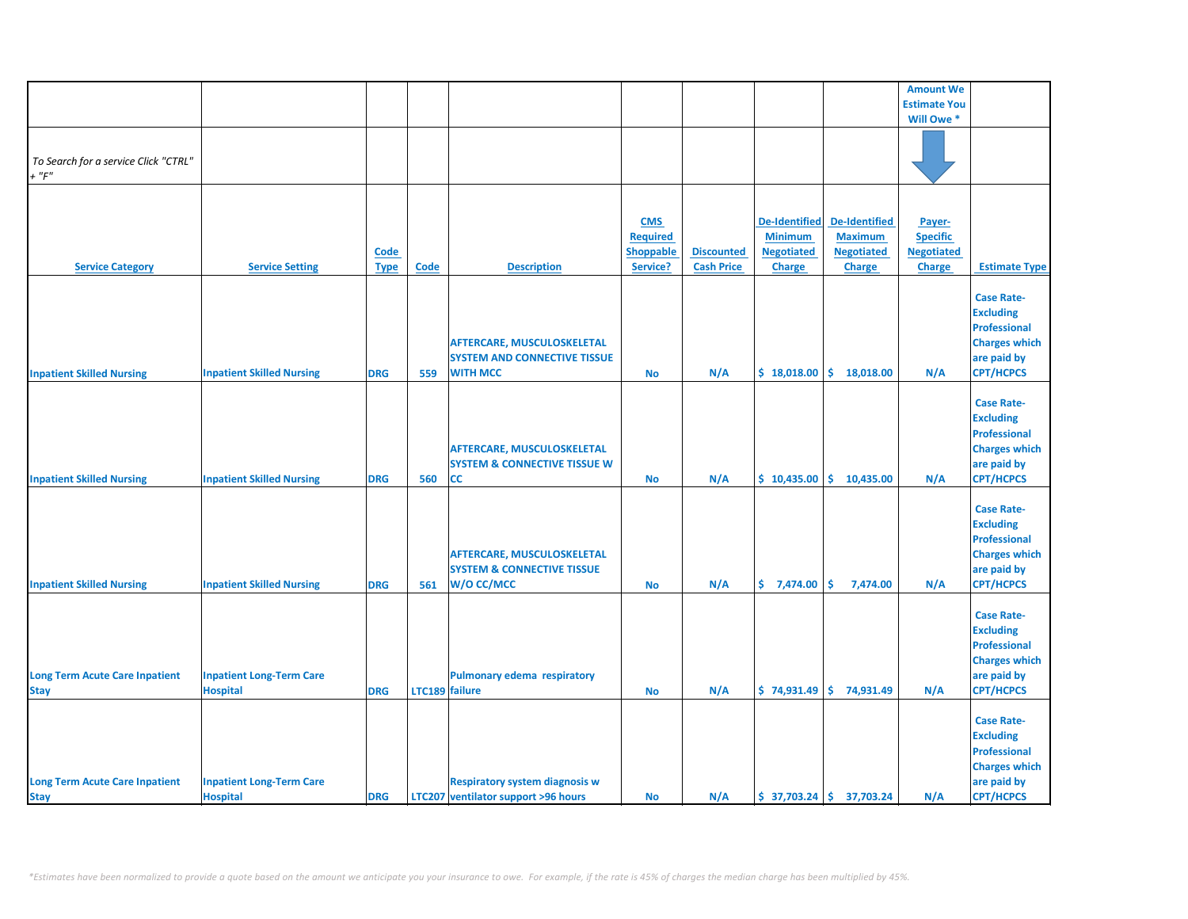| | | | | | | | | | Amount We Estimate You Will Owe * | |
|---|---|---|---|---|---|---|---|---|---|---|
| *To Search for a service Click "CTRL" + "F"* | | | | | | | | | | |
| **Service Category** | **Service Setting** | **Code Type** | **Code** | **Description** | **CMS Required Shoppable Service?** | **Discounted Cash Price** | **De-Identified Minimum Negotiated Charge** | **De-Identified Maximum Negotiated Charge** | **Payer-Specific Negotiated Charge** | **Estimate Type** |
| Inpatient Skilled Nursing | Inpatient Skilled Nursing | DRG | 559 | AFTERCARE, MUSCULOSKELETAL SYSTEM AND CONNECTIVE TISSUE WITH MCC | No | N/A | $ 18,018.00 | $ 18,018.00 | N/A | Case Rate- Excluding Professional Charges which are paid by CPT/HCPCS |
| Inpatient Skilled Nursing | Inpatient Skilled Nursing | DRG | 560 | AFTERCARE, MUSCULOSKELETAL SYSTEM & CONNECTIVE TISSUE W CC | No | N/A | $ 10,435.00 | $ 10,435.00 | N/A | Case Rate- Excluding Professional Charges which are paid by CPT/HCPCS |
| Inpatient Skilled Nursing | Inpatient Skilled Nursing | DRG | 561 | AFTERCARE, MUSCULOSKELETAL SYSTEM & CONNECTIVE TISSUE W/O CC/MCC | No | N/A | $ 7,474.00 | $ 7,474.00 | N/A | Case Rate- Excluding Professional Charges which are paid by CPT/HCPCS |
| Long Term Acute Care Inpatient Stay | Inpatient Long-Term Care Hospital | DRG | LTC189 | Pulmonary edema respiratory failure | No | N/A | $ 74,931.49 | $ 74,931.49 | N/A | Case Rate- Excluding Professional Charges which are paid by CPT/HCPCS |
| Long Term Acute Care Inpatient Stay | Inpatient Long-Term Care Hospital | DRG | LTC207 | Respiratory system diagnosis w ventilator support >96 hours | No | N/A | $ 37,703.24 | $ 37,703.24 | N/A | Case Rate- Excluding Professional Charges which are paid by CPT/HCPCS |

*\*Estimates have been normalized to provide a quote based on the amount we anticipate you your insurance to owe. For example, if the rate is 45% of charges the median charge has been multiplied by 45%.*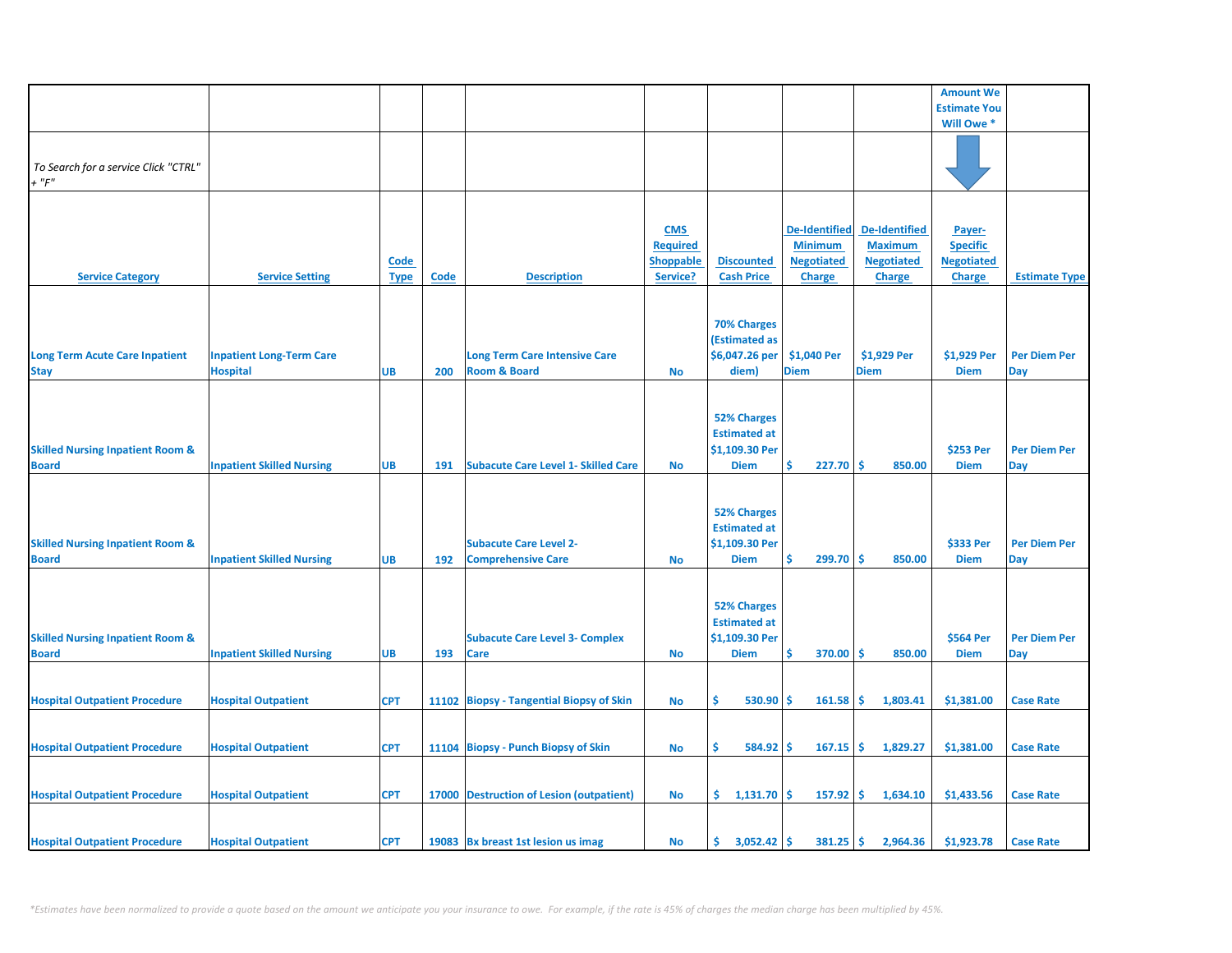| | | | | | | | | | Amount We Estimate You Will Owe * | |
|---|---|---|---|---|---|---|---|---|---|---|
| *To Search for a service Click "CTRL" + "F"* | | | | | | | | | | |
| **Service Category** | **Service Setting** | **Code Type** | **Code** | **Description** | **CMS Required Shoppable Service?** | **Discounted Cash Price** | **De-Identified Minimum Negotiated Charge** | **De-Identified Maximum Negotiated Charge** | **Payer-Specific Negotiated Charge** | **Estimate Type** |
| Long Term Acute Care Inpatient Stay | Inpatient Long-Term Care Hospital | UB | 200 | Long Term Care Intensive Care Room & Board | No | 70% Charges (Estimated as $6,047.26 per diem) | $1,040 Per Diem | $1,929 Per Diem | $1,929 Per Diem | Per Diem Per Day |
| Skilled Nursing Inpatient Room & Board | Inpatient Skilled Nursing | UB | 191 | Subacute Care Level 1- Skilled Care | No | 52% Charges Estimated at $1,109.30 Per Diem | $ 227.70 | $ 850.00 | $253 Per Diem | Per Diem Per Day |
| Skilled Nursing Inpatient Room & Board | Inpatient Skilled Nursing | UB | 192 | Subacute Care Level 2- Comprehensive Care | No | 52% Charges Estimated at $1,109.30 Per Diem | $ 299.70 | $ 850.00 | $333 Per Diem | Per Diem Per Day |
| Skilled Nursing Inpatient Room & Board | Inpatient Skilled Nursing | UB | 193 | Subacute Care Level 3- Complex Care | No | 52% Charges Estimated at $1,109.30 Per Diem | $ 370.00 | $ 850.00 | $564 Per Diem | Per Diem Per Day |
| Hospital Outpatient Procedure | Hospital Outpatient | CPT | 11102 | Biopsy - Tangential Biopsy of Skin | No | $ 530.90 | $ 161.58 | $ 1,803.41 | $1,381.00 | Case Rate |
| Hospital Outpatient Procedure | Hospital Outpatient | CPT | 11104 | Biopsy - Punch Biopsy of Skin | No | $ 584.92 | $ 167.15 | $ 1,829.27 | $1,381.00 | Case Rate |
| Hospital Outpatient Procedure | Hospital Outpatient | CPT | 17000 | Destruction of Lesion (outpatient) | No | $ 1,131.70 | $ 157.92 | $ 1,634.10 | $1,433.56 | Case Rate |
| Hospital Outpatient Procedure | Hospital Outpatient | CPT | 19083 | Bx breast 1st lesion us imag | No | $ 3,052.42 | $ 381.25 | $ 2,964.36 | $1,923.78 | Case Rate |

*\*Estimates have been normalized to provide a quote based on the amount we anticipate you your insurance to owe. For example, if the rate is 45% of charges the median charge has been multiplied by 45%.*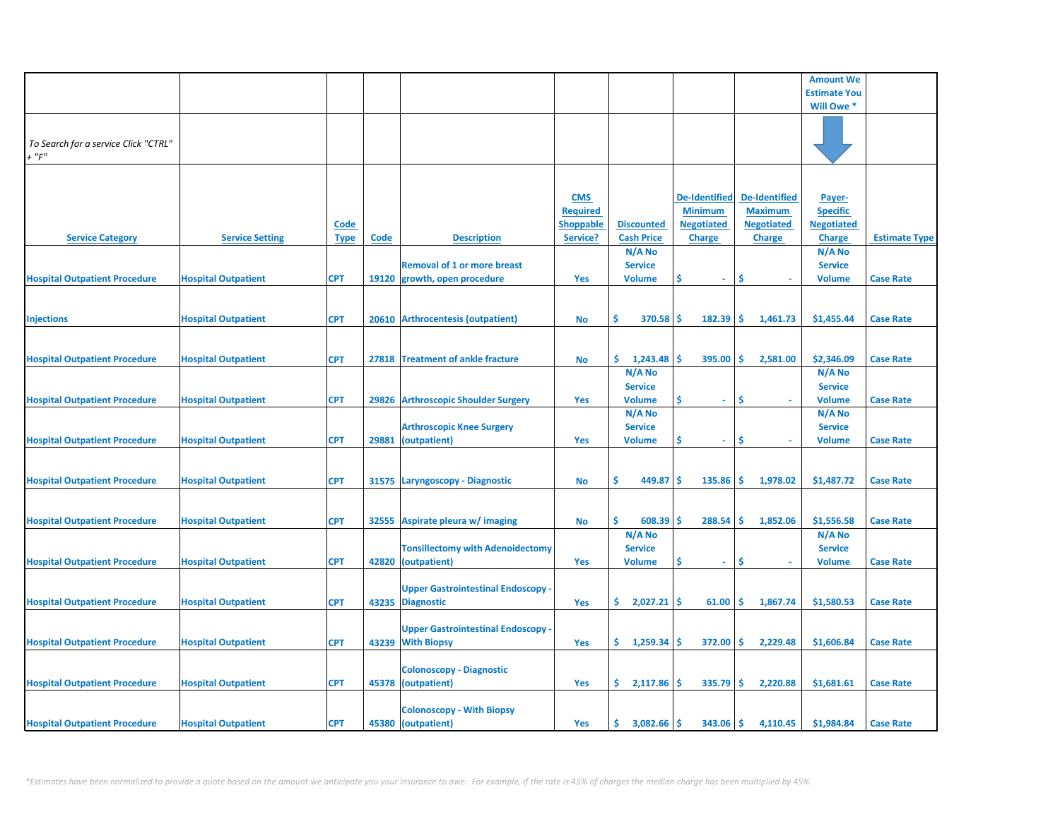| | | | | | | | | | Amount We Estimate You Will Owe * | |
|---|---|---|---|---|---|---|---|---|---|---|
| *To Search for a service Click "CTRL" + "F"* | | | | | | | | | | |
| **Service Category** | **Service Setting** | **Code Type** | **Code** | **Description** | **CMS Required Shoppable Service?** | **Discounted Cash Price** | **De-Identified Minimum Negotiated Charge** | **De-Identified Maximum Negotiated Charge** | **Payer-Specific Negotiated Charge** | **Estimate Type** |
| Hospital Outpatient Procedure | Hospital Outpatient | CPT | 19120 | Removal of 1 or more breast growth, open procedure | Yes | N/A No Service Volume | $ - | $ - | N/A No Service Volume | Case Rate |
| Injections | Hospital Outpatient | CPT | 20610 | Arthrocentesis (outpatient) | No | $ 370.58 | $ 182.39 | $ 1,461.73 | $1,455.44 | Case Rate |
| Hospital Outpatient Procedure | Hospital Outpatient | CPT | 27818 | Treatment of ankle fracture | No | $ 1,243.48 | $ 395.00 | $ 2,581.00 | $2,346.09 | Case Rate |
| Hospital Outpatient Procedure | Hospital Outpatient | CPT | 29826 | Arthroscopic Shoulder Surgery | Yes | N/A No Service Volume | $ - | $ - | N/A No Service Volume | Case Rate |
| Hospital Outpatient Procedure | Hospital Outpatient | CPT | 29881 | Arthroscopic Knee Surgery (outpatient) | Yes | N/A No Service Volume | $ - | $ - | N/A No Service Volume | Case Rate |
| Hospital Outpatient Procedure | Hospital Outpatient | CPT | 31575 | Laryngoscopy - Diagnostic | No | $ 449.87 | $ 135.86 | $ 1,978.02 | $1,487.72 | Case Rate |
| Hospital Outpatient Procedure | Hospital Outpatient | CPT | 32555 | Aspirate pleura w/ imaging | No | $ 608.39 | $ 288.54 | $ 1,852.06 | $1,556.58 | Case Rate |
| Hospital Outpatient Procedure | Hospital Outpatient | CPT | 42820 | Tonsillectomy with Adenoidectomy (outpatient) | Yes | N/A No Service Volume | $ - | $ - | N/A No Service Volume | Case Rate |
| Hospital Outpatient Procedure | Hospital Outpatient | CPT | 43235 | Upper Gastrointestinal Endoscopy - Diagnostic | Yes | $ 2,027.21 | $ 61.00 | $ 1,867.74 | $1,580.53 | Case Rate |
| Hospital Outpatient Procedure | Hospital Outpatient | CPT | 43239 | Upper Gastrointestinal Endoscopy - With Biopsy | Yes | $ 1,259.34 | $ 372.00 | $ 2,229.48 | $1,606.84 | Case Rate |
| Hospital Outpatient Procedure | Hospital Outpatient | CPT | 45378 | Colonoscopy - Diagnostic (outpatient) | Yes | $ 2,117.86 | $ 335.79 | $ 2,220.88 | $1,681.61 | Case Rate |
| Hospital Outpatient Procedure | Hospital Outpatient | CPT | 45380 | Colonoscopy - With Biopsy (outpatient) | Yes | $ 3,082.66 | $ 343.06 | $ 4,110.45 | $1,984.84 | Case Rate |

*\*Estimates have been normalized to provide a quote based on the amount we anticipate you your insurance to owe. For example, if the rate is 45% of charges the median charge has been multiplied by 45%.*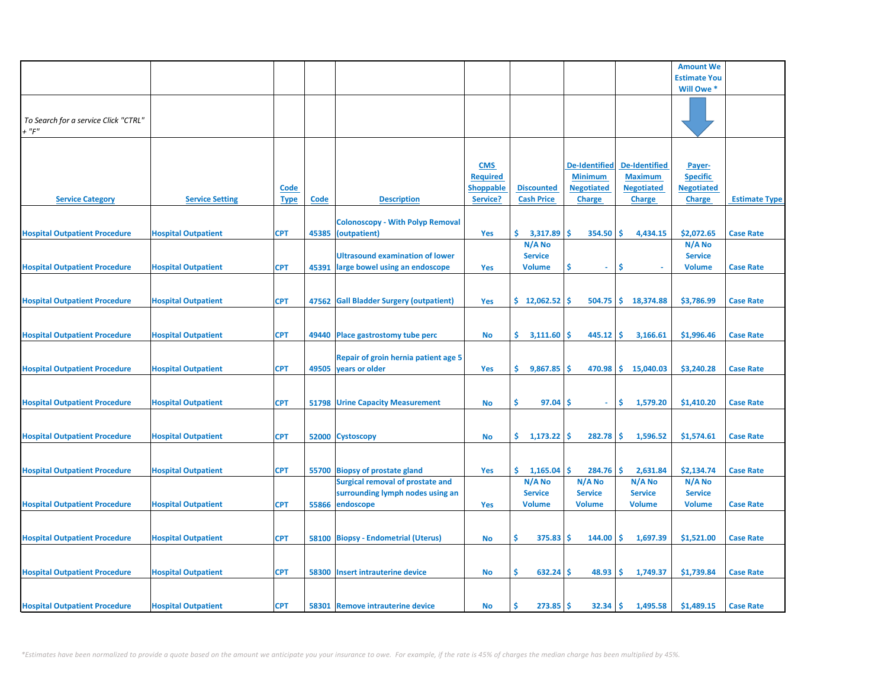| | | | | | | | | | Amount We Estimate You Will Owe * | |
|---|---|---|---|---|---|---|---|---|---|---|
| *To Search for a service Click "CTRL" + "F"* | | | | | | | | | | |
| Service Category | Service Setting | Code Type | Code | Description | CMS Required Shoppable Service? | Discounted Cash Price | De-Identified Minimum Negotiated Charge | De-Identified Maximum Negotiated Charge | Payer-Specific Negotiated Charge | Estimate Type |
| Hospital Outpatient Procedure | Hospital Outpatient | CPT | 45385 | Colonoscopy - With Polyp Removal (outpatient) | Yes | $ 3,317.89 | $ 354.50 | $ 4,434.15 | $2,072.65 | Case Rate |
| Hospital Outpatient Procedure | Hospital Outpatient | CPT | 45391 | Ultrasound examination of lower large bowel using an endoscope | Yes | N/A No Service Volume | $ - | $ - | N/A No Service Volume | Case Rate |
| Hospital Outpatient Procedure | Hospital Outpatient | CPT | 47562 | Gall Bladder Surgery (outpatient) | Yes | $ 12,062.52 | $ 504.75 | $ 18,374.88 | $3,786.99 | Case Rate |
| Hospital Outpatient Procedure | Hospital Outpatient | CPT | 49440 | Place gastrostomy tube perc | No | $ 3,111.60 | $ 445.12 | $ 3,166.61 | $1,996.46 | Case Rate |
| Hospital Outpatient Procedure | Hospital Outpatient | CPT | 49505 | Repair of groin hernia patient age 5 years or older | Yes | $ 9,867.85 | $ 470.98 | $ 15,040.03 | $3,240.28 | Case Rate |
| Hospital Outpatient Procedure | Hospital Outpatient | CPT | 51798 | Urine Capacity Measurement | No | $ 97.04 | $ - | $ 1,579.20 | $1,410.20 | Case Rate |
| Hospital Outpatient Procedure | Hospital Outpatient | CPT | 52000 | Cystoscopy | No | $ 1,173.22 | $ 282.78 | $ 1,596.52 | $1,574.61 | Case Rate |
| Hospital Outpatient Procedure | Hospital Outpatient | CPT | 55700 | Biopsy of prostate gland | Yes | $ 1,165.04 | $ 284.76 | $ 2,631.84 | $2,134.74 | Case Rate |
| Hospital Outpatient Procedure | Hospital Outpatient | CPT | 55866 | Surgical removal of prostate and surrounding lymph nodes using an endoscope | Yes | N/A No Service Volume | N/A No Service Volume | N/A No Service Volume | N/A No Service Volume | Case Rate |
| Hospital Outpatient Procedure | Hospital Outpatient | CPT | 58100 | Biopsy - Endometrial (Uterus) | No | $ 375.83 | $ 144.00 | $ 1,697.39 | $1,521.00 | Case Rate |
| Hospital Outpatient Procedure | Hospital Outpatient | CPT | 58300 | Insert intrauterine device | No | $ 632.24 | $ 48.93 | $ 1,749.37 | $1,739.84 | Case Rate |
| Hospital Outpatient Procedure | Hospital Outpatient | CPT | 58301 | Remove intrauterine device | No | $ 273.85 | $ 32.34 | $ 1,495.58 | $1,489.15 | Case Rate |

*\*Estimates have been normalized to provide a quote based on the amount we anticipate you your insurance to owe. For example, if the rate is 45% of charges the median charge has been multiplied by 45%.*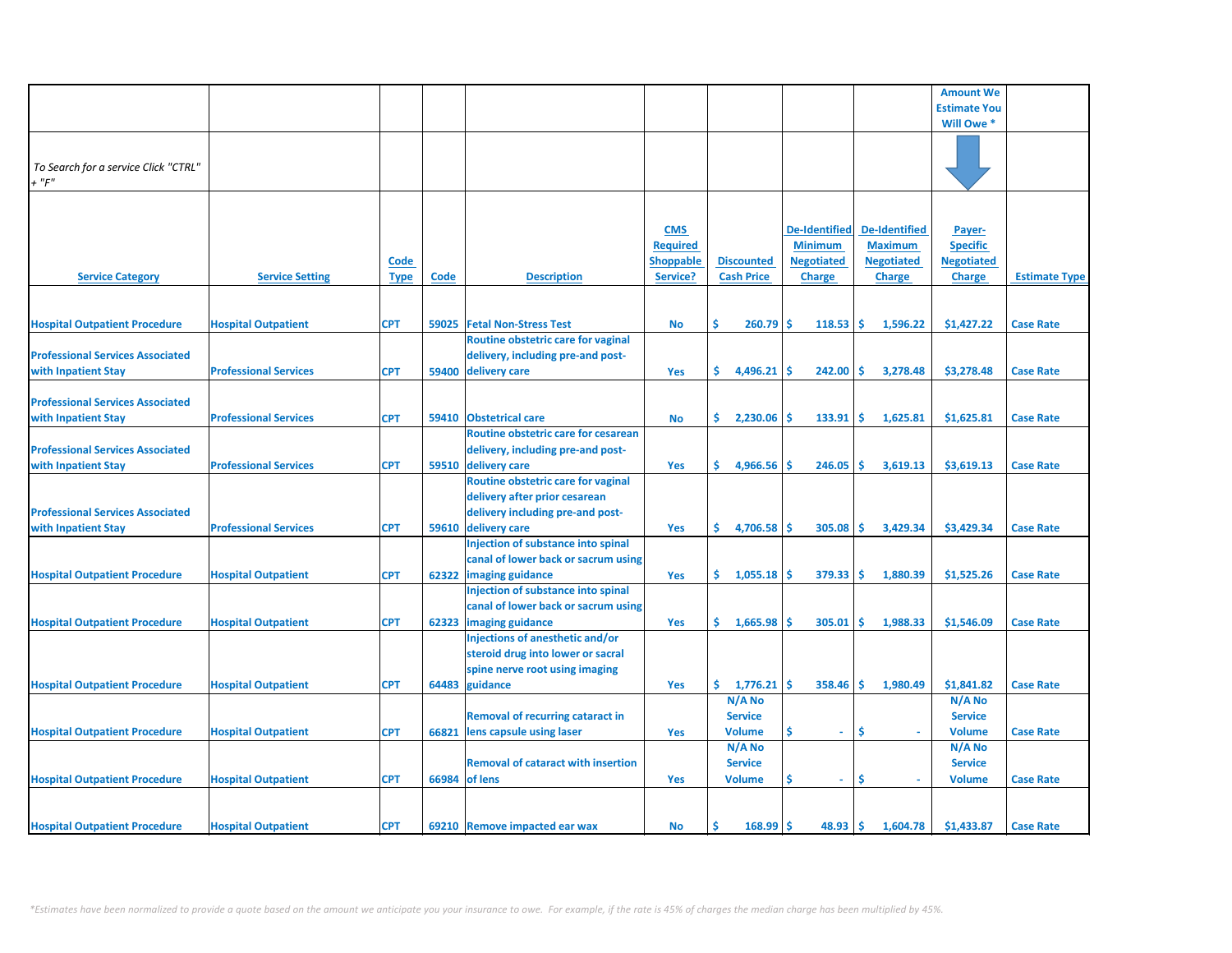| | | | | | | | | | Amount We Estimate You Will Owe * | |
|---|---|---|---|---|---|---|---|---|---|---|
| *To Search for a service Click "CTRL" + "F"* | | | | | | | | | | |
| **Service Category** | **Service Setting** | **Code Type** | **Code** | **Description** | **CMS Required Shoppable Service?** | **Discounted Cash Price** | **De-Identified Minimum Negotiated Charge** | **De-Identified Maximum Negotiated Charge** | **Payer-Specific Negotiated Charge** | **Estimate Type** |
| Hospital Outpatient Procedure | Hospital Outpatient | CPT | 59025 | Fetal Non-Stress Test | No | $ 260.79 | $ 118.53 | $ 1,596.22 | $1,427.22 | Case Rate |
| Professional Services Associated with Inpatient Stay | Professional Services | CPT | 59400 | Routine obstetric care for vaginal delivery, including pre-and post-delivery care | Yes | $ 4,496.21 | $ 242.00 | $ 3,278.48 | $3,278.48 | Case Rate |
| Professional Services Associated with Inpatient Stay | Professional Services | CPT | 59410 | Obstetrical care | No | $ 2,230.06 | $ 133.91 | $ 1,625.81 | $1,625.81 | Case Rate |
| Professional Services Associated with Inpatient Stay | Professional Services | CPT | 59510 | Routine obstetric care for cesarean delivery, including pre-and post-delivery care | Yes | $ 4,966.56 | $ 246.05 | $ 3,619.13 | $3,619.13 | Case Rate |
| Professional Services Associated with Inpatient Stay | Professional Services | CPT | 59610 | Routine obstetric care for vaginal delivery after prior cesarean delivery including pre-and post-delivery care | Yes | $ 4,706.58 | $ 305.08 | $ 3,429.34 | $3,429.34 | Case Rate |
| Hospital Outpatient Procedure | Hospital Outpatient | CPT | 62322 | Injection of substance into spinal canal of lower back or sacrum using imaging guidance | Yes | $ 1,055.18 | $ 379.33 | $ 1,880.39 | $1,525.26 | Case Rate |
| Hospital Outpatient Procedure | Hospital Outpatient | CPT | 62323 | Injection of substance into spinal canal of lower back or sacrum using imaging guidance | Yes | $ 1,665.98 | $ 305.01 | $ 1,988.33 | $1,546.09 | Case Rate |
| Hospital Outpatient Procedure | Hospital Outpatient | CPT | 64483 | Injections of anesthetic and/or steroid drug into lower or sacral spine nerve root using imaging guidance | Yes | $ 1,776.21 | $ 358.46 | $ 1,980.49 | $1,841.82 | Case Rate |
| Hospital Outpatient Procedure | Hospital Outpatient | CPT | 66821 | Removal of recurring cataract in lens capsule using laser | Yes | N/A No Service Volume | $ - | $ - | N/A No Service Volume | Case Rate |
| Hospital Outpatient Procedure | Hospital Outpatient | CPT | 66984 | Removal of cataract with insertion of lens | Yes | N/A No Service Volume | $ - | $ - | N/A No Service Volume | Case Rate |
| Hospital Outpatient Procedure | Hospital Outpatient | CPT | 69210 | Remove impacted ear wax | No | $ 168.99 | $ 48.93 | $ 1,604.78 | $1,433.87 | Case Rate |

*\*Estimates have been normalized to provide a quote based on the amount we anticipate you your insurance to owe. For example, if the rate is 45% of charges the median charge has been multiplied by 45%.*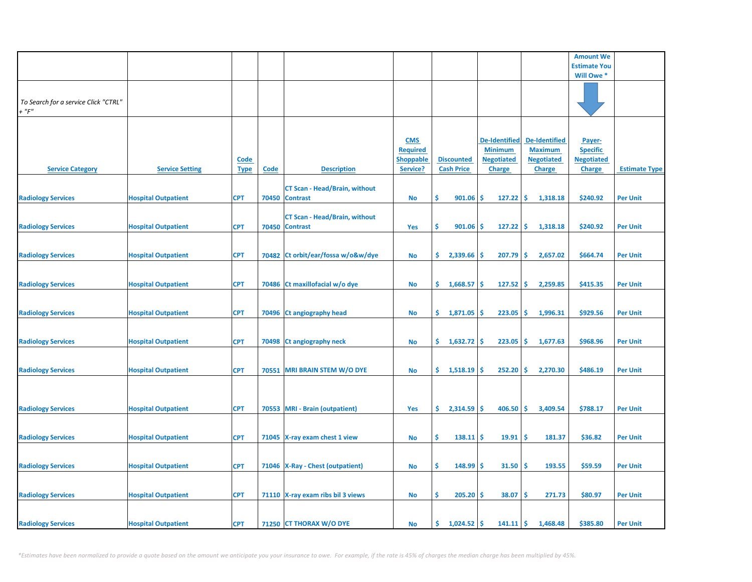| | | | | | | | | | Amount We Estimate You Will Owe * | |
|---|---|---|---|---|---|---|---|---|---|---|
| *To Search for a service Click "CTRL" + "F"* | | | | | | | | | | |
| **Service Category** | **Service Setting** | **Code Type** | **Code** | **Description** | **CMS Required Shoppable Service?** | **Discounted Cash Price** | **De-Identified Minimum Negotiated Charge** | **De-Identified Maximum Negotiated Charge** | **Payer-Specific Negotiated Charge** | **Estimate Type** |
| Radiology Services | Hospital Outpatient | CPT | 70450 | CT Scan - Head/Brain, without Contrast | No | $ 901.06 | $ 127.22 | $ 1,318.18 | $240.92 | Per Unit |
| Radiology Services | Hospital Outpatient | CPT | 70450 | CT Scan - Head/Brain, without Contrast | Yes | $ 901.06 | $ 127.22 | $ 1,318.18 | $240.92 | Per Unit |
| Radiology Services | Hospital Outpatient | CPT | 70482 | Ct orbit/ear/fossa w/o&w/dye | No | $ 2,339.66 | $ 207.79 | $ 2,657.02 | $664.74 | Per Unit |
| Radiology Services | Hospital Outpatient | CPT | 70486 | Ct maxillofacial w/o dye | No | $ 1,668.57 | $ 127.52 | $ 2,259.85 | $415.35 | Per Unit |
| Radiology Services | Hospital Outpatient | CPT | 70496 | Ct angiography head | No | $ 1,871.05 | $ 223.05 | $ 1,996.31 | $929.56 | Per Unit |
| Radiology Services | Hospital Outpatient | CPT | 70498 | Ct angiography neck | No | $ 1,632.72 | $ 223.05 | $ 1,677.63 | $968.96 | Per Unit |
| Radiology Services | Hospital Outpatient | CPT | 70551 | MRI BRAIN STEM W/O DYE | No | $ 1,518.19 | $ 252.20 | $ 2,270.30 | $486.19 | Per Unit |
| Radiology Services | Hospital Outpatient | CPT | 70553 | MRI - Brain (outpatient) | Yes | $ 2,314.59 | $ 406.50 | $ 3,409.54 | $788.17 | Per Unit |
| Radiology Services | Hospital Outpatient | CPT | 71045 | X-ray exam chest 1 view | No | $ 138.11 | $ 19.91 | $ 181.37 | $36.82 | Per Unit |
| Radiology Services | Hospital Outpatient | CPT | 71046 | X-Ray - Chest (outpatient) | No | $ 148.99 | $ 31.50 | $ 193.55 | $59.59 | Per Unit |
| Radiology Services | Hospital Outpatient | CPT | 71110 | X-ray exam ribs bil 3 views | No | $ 205.20 | $ 38.07 | $ 271.73 | $80.97 | Per Unit |
| Radiology Services | Hospital Outpatient | CPT | 71250 | CT THORAX W/O DYE | No | $ 1,024.52 | $ 141.11 | $ 1,468.48 | $385.80 | Per Unit |

*\*Estimates have been normalized to provide a quote based on the amount we anticipate you your insurance to owe. For example, if the rate is 45% of charges the median charge has been multiplied by 45%.*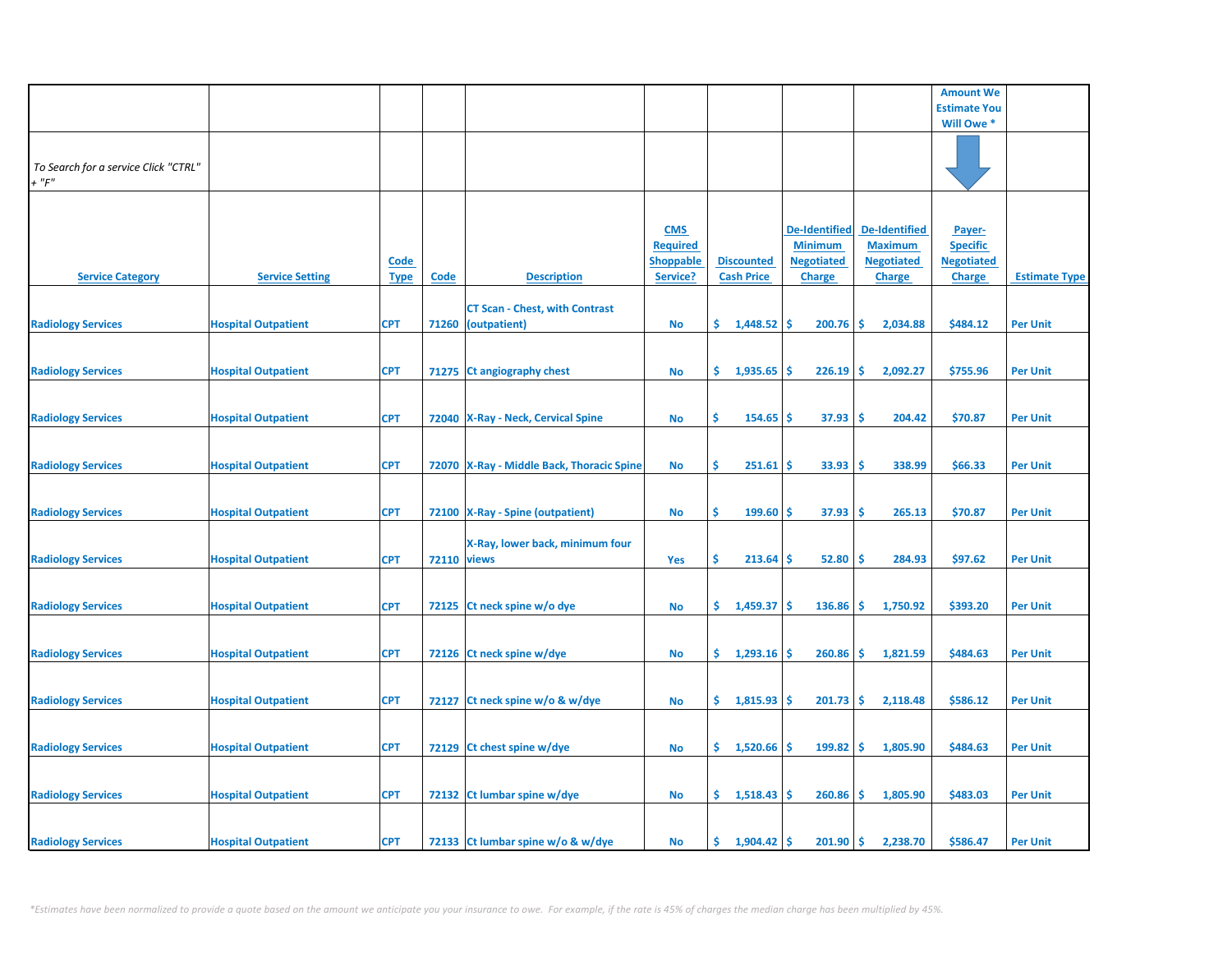| | | | | | | | | | Amount We Estimate You Will Owe * | |
|---|---|---|---|---|---|---|---|---|---|---|
| *To Search for a service Click "CTRL" + "F"* | | | | | | | | | | |
| Service Category | Service Setting | Code Type | Code | Description | CMS Required Shoppable Service? | Discounted Cash Price | De-Identified Minimum Negotiated Charge | De-Identified Maximum Negotiated Charge | Payer-Specific Negotiated Charge | Estimate Type |
| Radiology Services | Hospital Outpatient | CPT | 71260 | CT Scan - Chest, with Contrast (outpatient) | No | $ 1,448.52 | $ 200.76 | $ 2,034.88 | $484.12 | Per Unit |
| Radiology Services | Hospital Outpatient | CPT | 71275 | Ct angiography chest | No | $ 1,935.65 | $ 226.19 | $ 2,092.27 | $755.96 | Per Unit |
| Radiology Services | Hospital Outpatient | CPT | 72040 | X-Ray - Neck, Cervical Spine | No | $ 154.65 | $ 37.93 | $ 204.42 | $70.87 | Per Unit |
| Radiology Services | Hospital Outpatient | CPT | 72070 | X-Ray - Middle Back, Thoracic Spine | No | $ 251.61 | $ 33.93 | $ 338.99 | $66.33 | Per Unit |
| Radiology Services | Hospital Outpatient | CPT | 72100 | X-Ray - Spine (outpatient) | No | $ 199.60 | $ 37.93 | $ 265.13 | $70.87 | Per Unit |
| Radiology Services | Hospital Outpatient | CPT | 72110 | X-Ray, lower back, minimum four views | Yes | $ 213.64 | $ 52.80 | $ 284.93 | $97.62 | Per Unit |
| Radiology Services | Hospital Outpatient | CPT | 72125 | Ct neck spine w/o dye | No | $ 1,459.37 | $ 136.86 | $ 1,750.92 | $393.20 | Per Unit |
| Radiology Services | Hospital Outpatient | CPT | 72126 | Ct neck spine w/dye | No | $ 1,293.16 | $ 260.86 | $ 1,821.59 | $484.63 | Per Unit |
| Radiology Services | Hospital Outpatient | CPT | 72127 | Ct neck spine w/o & w/dye | No | $ 1,815.93 | $ 201.73 | $ 2,118.48 | $586.12 | Per Unit |
| Radiology Services | Hospital Outpatient | CPT | 72129 | Ct chest spine w/dye | No | $ 1,520.66 | $ 199.82 | $ 1,805.90 | $484.63 | Per Unit |
| Radiology Services | Hospital Outpatient | CPT | 72132 | Ct lumbar spine w/dye | No | $ 1,518.43 | $ 260.86 | $ 1,805.90 | $483.03 | Per Unit |
| Radiology Services | Hospital Outpatient | CPT | 72133 | Ct lumbar spine w/o & w/dye | No | $ 1,904.42 | $ 201.90 | $ 2,238.70 | $586.47 | Per Unit |

*\*Estimates have been normalized to provide a quote based on the amount we anticipate you your insurance to owe. For example, if the rate is 45% of charges the median charge has been multiplied by 45%.*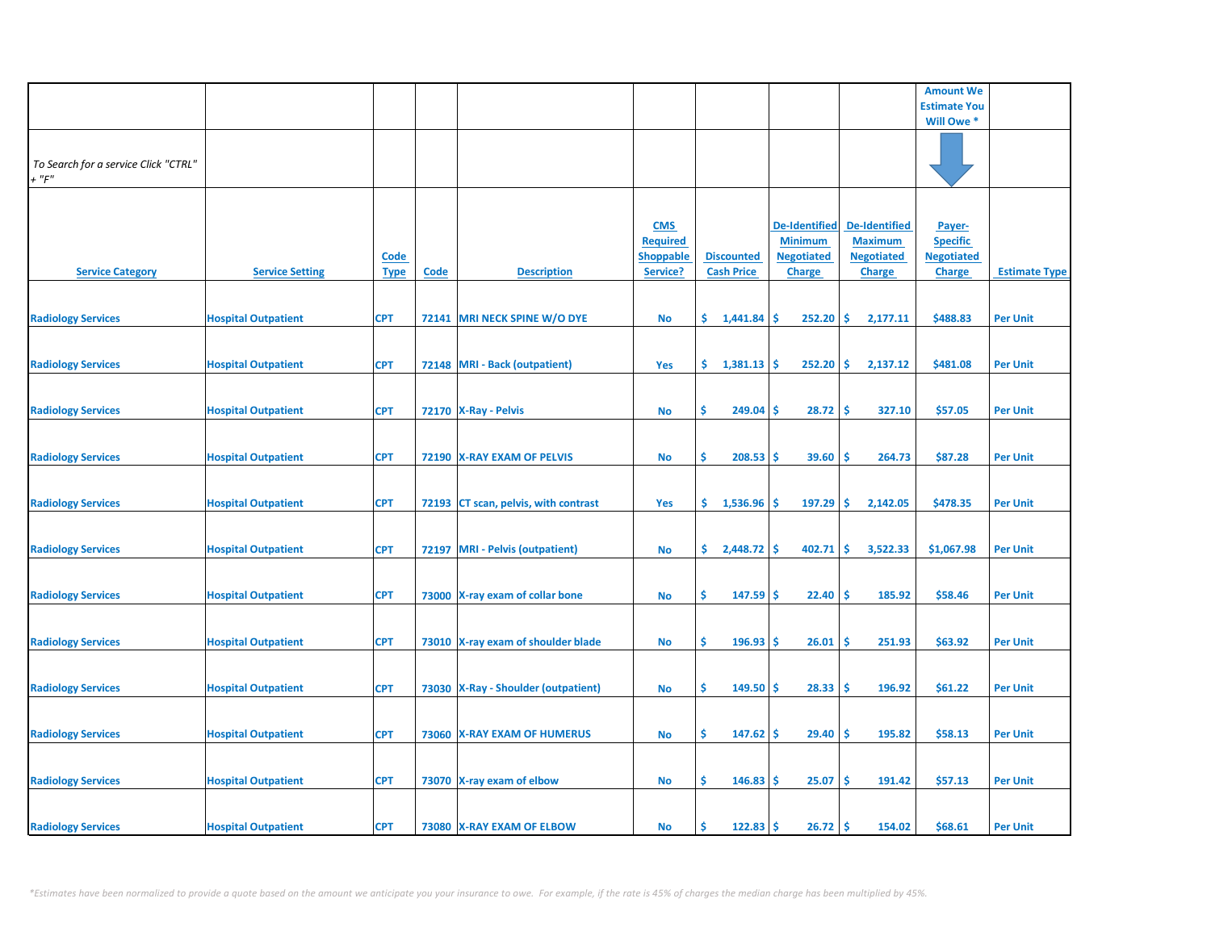| | | | | | | | | | Amount We Estimate You Will Owe * | |
|---|---|---|---|---|---|---|---|---|---|---|
| *To Search for a service Click "CTRL" + "F"* | | | | | | | | | | |
| Service Category | Service Setting | Code Type | Code | Description | CMS Required Shoppable Service? | Discounted Cash Price | De-Identified Minimum Negotiated Charge | De-Identified Maximum Negotiated Charge | Payer-Specific Negotiated Charge | Estimate Type |
| Radiology Services | Hospital Outpatient | CPT | 72141 | MRI NECK SPINE W/O DYE | No | $ 1,441.84 | $ 252.20 | $ 2,177.11 | $488.83 | Per Unit |
| Radiology Services | Hospital Outpatient | CPT | 72148 | MRI - Back (outpatient) | Yes | $ 1,381.13 | $ 252.20 | $ 2,137.12 | $481.08 | Per Unit |
| Radiology Services | Hospital Outpatient | CPT | 72170 | X-Ray - Pelvis | No | $ 249.04 | $ 28.72 | $ 327.10 | $57.05 | Per Unit |
| Radiology Services | Hospital Outpatient | CPT | 72190 | X-RAY EXAM OF PELVIS | No | $ 208.53 | $ 39.60 | $ 264.73 | $87.28 | Per Unit |
| Radiology Services | Hospital Outpatient | CPT | 72193 | CT scan, pelvis, with contrast | Yes | $ 1,536.96 | $ 197.29 | $ 2,142.05 | $478.35 | Per Unit |
| Radiology Services | Hospital Outpatient | CPT | 72197 | MRI - Pelvis (outpatient) | No | $ 2,448.72 | $ 402.71 | $ 3,522.33 | $1,067.98 | Per Unit |
| Radiology Services | Hospital Outpatient | CPT | 73000 | X-ray exam of collar bone | No | $ 147.59 | $ 22.40 | $ 185.92 | $58.46 | Per Unit |
| Radiology Services | Hospital Outpatient | CPT | 73010 | X-ray exam of shoulder blade | No | $ 196.93 | $ 26.01 | $ 251.93 | $63.92 | Per Unit |
| Radiology Services | Hospital Outpatient | CPT | 73030 | X-Ray - Shoulder (outpatient) | No | $ 149.50 | $ 28.33 | $ 196.92 | $61.22 | Per Unit |
| Radiology Services | Hospital Outpatient | CPT | 73060 | X-RAY EXAM OF HUMERUS | No | $ 147.62 | $ 29.40 | $ 195.82 | $58.13 | Per Unit |
| Radiology Services | Hospital Outpatient | CPT | 73070 | X-ray exam of elbow | No | $ 146.83 | $ 25.07 | $ 191.42 | $57.13 | Per Unit |
| Radiology Services | Hospital Outpatient | CPT | 73080 | X-RAY EXAM OF ELBOW | No | $ 122.83 | $ 26.72 | $ 154.02 | $68.61 | Per Unit |

*\*Estimates have been normalized to provide a quote based on the amount we anticipate you your insurance to owe. For example, if the rate is 45% of charges the median charge has been multiplied by 45%.*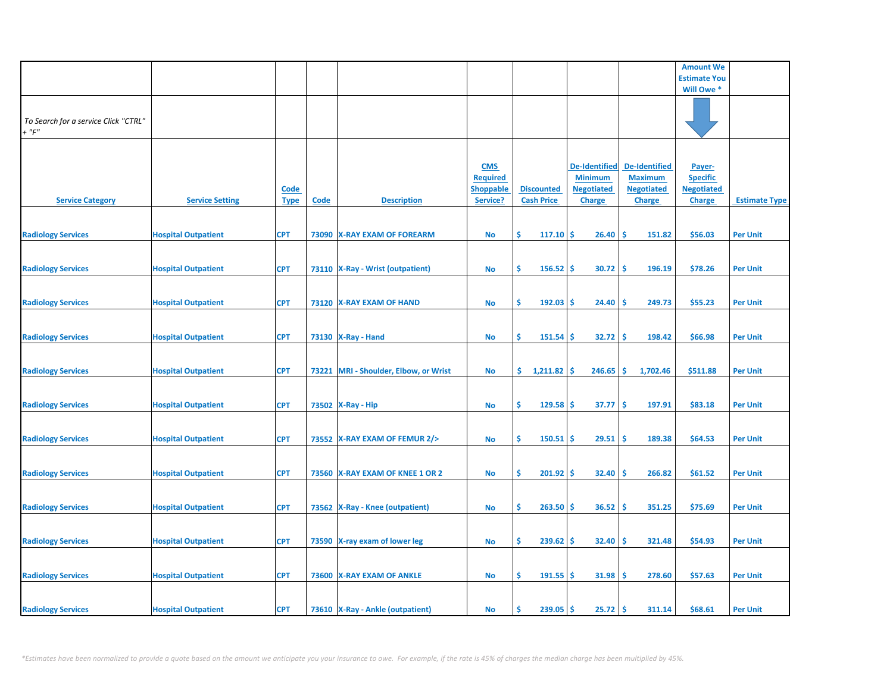| | | | | | | | | | Amount We Estimate You Will Owe * | |
|---|---|---|---|---|---|---|---|---|---|---|
| *To Search for a service Click "CTRL" + "F"* | | | | | | | | | | |
| Service Category | Service Setting | Code Type | Code | Description | CMS Required Shoppable Service? | Discounted Cash Price | De-Identified Minimum Negotiated Charge | De-Identified Maximum Negotiated Charge | Payer-Specific Negotiated Charge | Estimate Type |
| Radiology Services | Hospital Outpatient | CPT | 73090 | X-RAY EXAM OF FOREARM | No | $ 117.10 | $ 26.40 | $ 151.82 | $56.03 | Per Unit |
| Radiology Services | Hospital Outpatient | CPT | 73110 | X-Ray - Wrist (outpatient) | No | $ 156.52 | $ 30.72 | $ 196.19 | $78.26 | Per Unit |
| Radiology Services | Hospital Outpatient | CPT | 73120 | X-RAY EXAM OF HAND | No | $ 192.03 | $ 24.40 | $ 249.73 | $55.23 | Per Unit |
| Radiology Services | Hospital Outpatient | CPT | 73130 | X-Ray - Hand | No | $ 151.54 | $ 32.72 | $ 198.42 | $66.98 | Per Unit |
| Radiology Services | Hospital Outpatient | CPT | 73221 | MRI - Shoulder, Elbow, or Wrist | No | $ 1,211.82 | $ 246.65 | $ 1,702.46 | $511.88 | Per Unit |
| Radiology Services | Hospital Outpatient | CPT | 73502 | X-Ray - Hip | No | $ 129.58 | $ 37.77 | $ 197.91 | $83.18 | Per Unit |
| Radiology Services | Hospital Outpatient | CPT | 73552 | X-RAY EXAM OF FEMUR 2/> | No | $ 150.51 | $ 29.51 | $ 189.38 | $64.53 | Per Unit |
| Radiology Services | Hospital Outpatient | CPT | 73560 | X-RAY EXAM OF KNEE 1 OR 2 | No | $ 201.92 | $ 32.40 | $ 266.82 | $61.52 | Per Unit |
| Radiology Services | Hospital Outpatient | CPT | 73562 | X-Ray - Knee (outpatient) | No | $ 263.50 | $ 36.52 | $ 351.25 | $75.69 | Per Unit |
| Radiology Services | Hospital Outpatient | CPT | 73590 | X-ray exam of lower leg | No | $ 239.62 | $ 32.40 | $ 321.48 | $54.93 | Per Unit |
| Radiology Services | Hospital Outpatient | CPT | 73600 | X-RAY EXAM OF ANKLE | No | $ 191.55 | $ 31.98 | $ 278.60 | $57.63 | Per Unit |
| Radiology Services | Hospital Outpatient | CPT | 73610 | X-Ray - Ankle (outpatient) | No | $ 239.05 | $ 25.72 | $ 311.14 | $68.61 | Per Unit |

*\*Estimates have been normalized to provide a quote based on the amount we anticipate you your insurance to owe. For example, if the rate is 45% of charges the median charge has been multiplied by 45%.*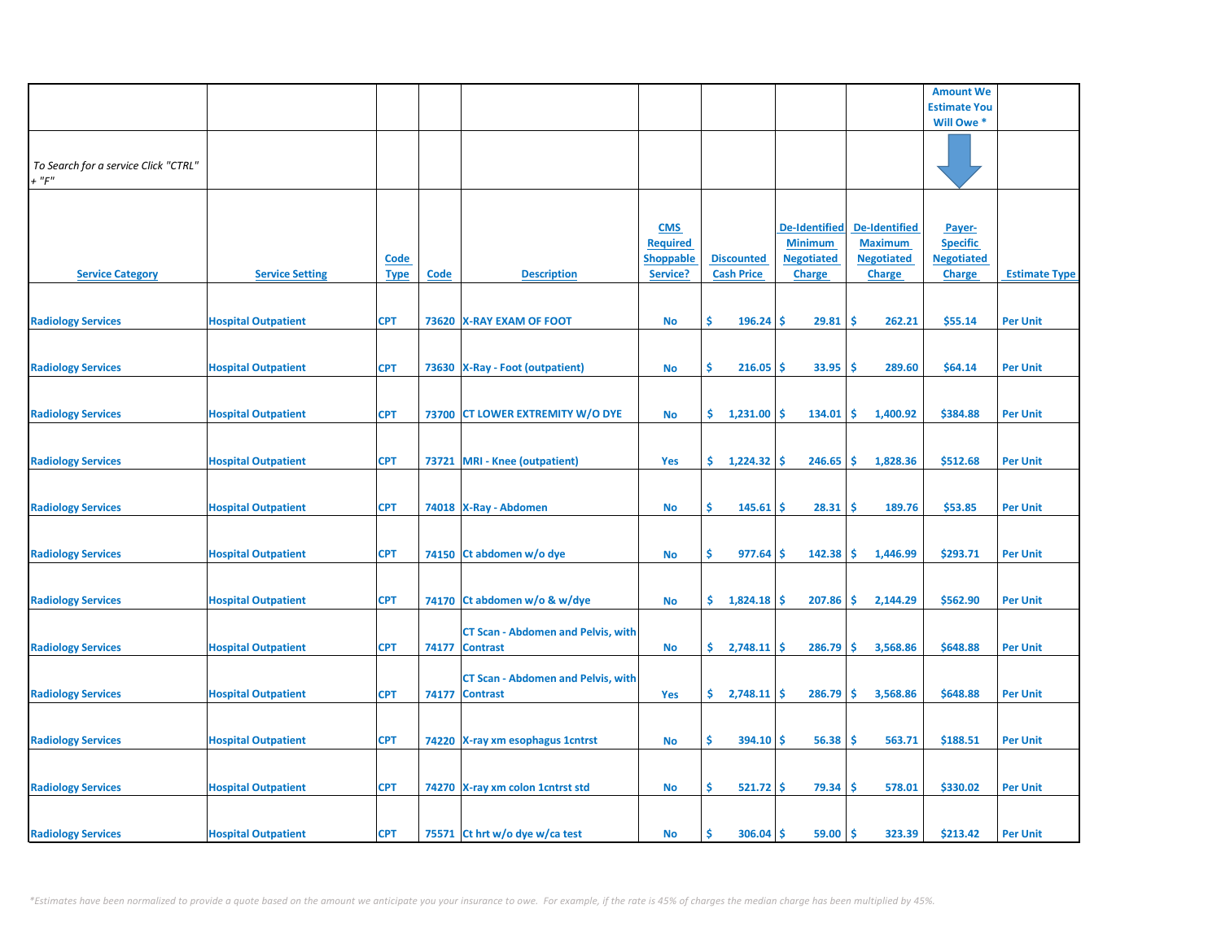| | | | | | | | | | Amount We Estimate You Will Owe * | |
|---|---|---|---|---|---|---|---|---|---|---|
| To Search for a service Click "CTRL" + "F" | | | | | | | | | | |
| Service Category | Service Setting | Code Type | Code | Description | CMS Required Shoppable Service? | Discounted Cash Price | De-Identified Minimum Negotiated Charge | De-Identified Maximum Negotiated Charge | Payer-Specific Negotiated Charge | Estimate Type |
| Radiology Services | Hospital Outpatient | CPT | 73620 | X-RAY EXAM OF FOOT | No | $ 196.24 | $ 29.81 | $ 262.21 | $55.14 | Per Unit |
| Radiology Services | Hospital Outpatient | CPT | 73630 | X-Ray - Foot (outpatient) | No | $ 216.05 | $ 33.95 | $ 289.60 | $64.14 | Per Unit |
| Radiology Services | Hospital Outpatient | CPT | 73700 | CT LOWER EXTREMITY W/O DYE | No | $ 1,231.00 | $ 134.01 | $ 1,400.92 | $384.88 | Per Unit |
| Radiology Services | Hospital Outpatient | CPT | 73721 | MRI - Knee (outpatient) | Yes | $ 1,224.32 | $ 246.65 | $ 1,828.36 | $512.68 | Per Unit |
| Radiology Services | Hospital Outpatient | CPT | 74018 | X-Ray - Abdomen | No | $ 145.61 | $ 28.31 | $ 189.76 | $53.85 | Per Unit |
| Radiology Services | Hospital Outpatient | CPT | 74150 | Ct abdomen w/o dye | No | $ 977.64 | $ 142.38 | $ 1,446.99 | $293.71 | Per Unit |
| Radiology Services | Hospital Outpatient | CPT | 74170 | Ct abdomen w/o & w/dye | No | $ 1,824.18 | $ 207.86 | $ 2,144.29 | $562.90 | Per Unit |
| Radiology Services | Hospital Outpatient | CPT | 74177 | CT Scan - Abdomen and Pelvis, with Contrast | No | $ 2,748.11 | $ 286.79 | $ 3,568.86 | $648.88 | Per Unit |
| Radiology Services | Hospital Outpatient | CPT | 74177 | CT Scan - Abdomen and Pelvis, with Contrast | Yes | $ 2,748.11 | $ 286.79 | $ 3,568.86 | $648.88 | Per Unit |
| Radiology Services | Hospital Outpatient | CPT | 74220 | X-ray xm esophagus 1cntrst | No | $ 394.10 | $ 56.38 | $ 563.71 | $188.51 | Per Unit |
| Radiology Services | Hospital Outpatient | CPT | 74270 | X-ray xm colon 1cntrst std | No | $ 521.72 | $ 79.34 | $ 578.01 | $330.02 | Per Unit |
| Radiology Services | Hospital Outpatient | CPT | 75571 | Ct hrt w/o dye w/ca test | No | $ 306.04 | $ 59.00 | $ 323.39 | $213.42 | Per Unit |

*\*Estimates have been normalized to provide a quote based on the amount we anticipate you your insurance to owe. For example, if the rate is 45% of charges the median charge has been multiplied by 45%.*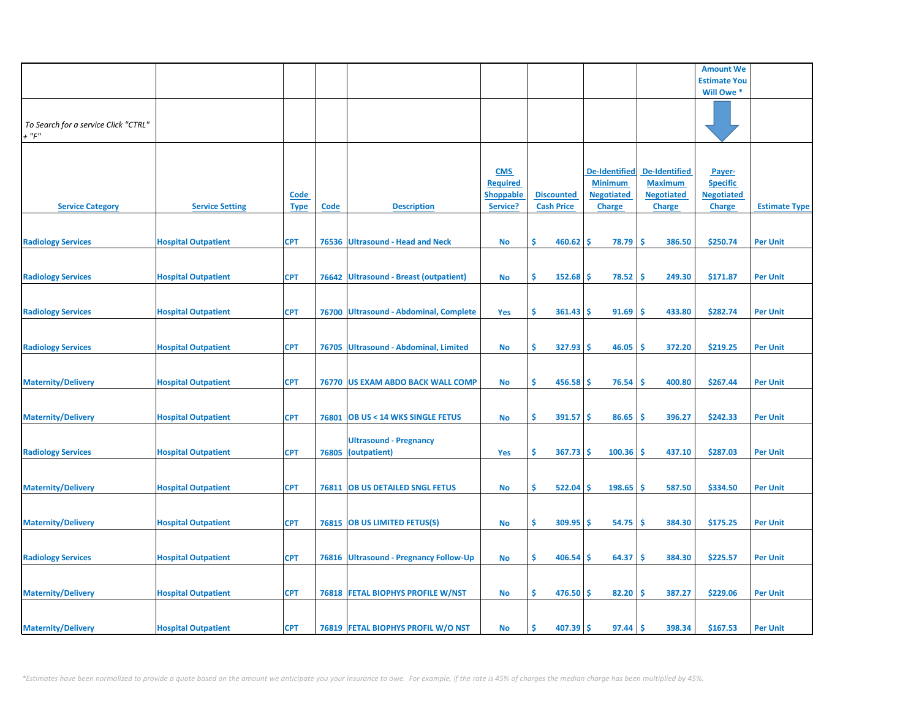| | | | | | | | | | Amount We Estimate You Will Owe * | |
|---|---|---|---|---|---|---|---|---|---|---|
| *To Search for a service Click "CTRL" + "F"* | | | | | | | | | | |
| **Service Category** | **Service Setting** | **Code Type** | **Code** | **Description** | **CMS Required Shoppable Service?** | **Discounted Cash Price** | **De-Identified Minimum Negotiated Charge** | **De-Identified Maximum Negotiated Charge** | **Payer-Specific Negotiated Charge** | **Estimate Type** |
| Radiology Services | Hospital Outpatient | CPT | 76536 | Ultrasound - Head and Neck | No | $ 460.62 | $ 78.79 | $ 386.50 | $250.74 | Per Unit |
| Radiology Services | Hospital Outpatient | CPT | 76642 | Ultrasound - Breast (outpatient) | No | $ 152.68 | $ 78.52 | $ 249.30 | $171.87 | Per Unit |
| Radiology Services | Hospital Outpatient | CPT | 76700 | Ultrasound - Abdominal, Complete | Yes | $ 361.43 | $ 91.69 | $ 433.80 | $282.74 | Per Unit |
| Radiology Services | Hospital Outpatient | CPT | 76705 | Ultrasound - Abdominal, Limited | No | $ 327.93 | $ 46.05 | $ 372.20 | $219.25 | Per Unit |
| Maternity/Delivery | Hospital Outpatient | CPT | 76770 | US EXAM ABDO BACK WALL COMP | No | $ 456.58 | $ 76.54 | $ 400.80 | $267.44 | Per Unit |
| Maternity/Delivery | Hospital Outpatient | CPT | 76801 | OB US < 14 WKS SINGLE FETUS | No | $ 391.57 | $ 86.65 | $ 396.27 | $242.33 | Per Unit |
| Radiology Services | Hospital Outpatient | CPT | 76805 | Ultrasound - Pregnancy (outpatient) | Yes | $ 367.73 | $ 100.36 | $ 437.10 | $287.03 | Per Unit |
| Maternity/Delivery | Hospital Outpatient | CPT | 76811 | OB US DETAILED SNGL FETUS | No | $ 522.04 | $ 198.65 | $ 587.50 | $334.50 | Per Unit |
| Maternity/Delivery | Hospital Outpatient | CPT | 76815 | OB US LIMITED FETUS(S) | No | $ 309.95 | $ 54.75 | $ 384.30 | $175.25 | Per Unit |
| Radiology Services | Hospital Outpatient | CPT | 76816 | Ultrasound - Pregnancy Follow-Up | No | $ 406.54 | $ 64.37 | $ 384.30 | $225.57 | Per Unit |
| Maternity/Delivery | Hospital Outpatient | CPT | 76818 | FETAL BIOPHYS PROFILE W/NST | No | $ 476.50 | $ 82.20 | $ 387.27 | $229.06 | Per Unit |
| Maternity/Delivery | Hospital Outpatient | CPT | 76819 | FETAL BIOPHYS PROFIL W/O NST | No | $ 407.39 | $ 97.44 | $ 398.34 | $167.53 | Per Unit |

*\*Estimates have been normalized to provide a quote based on the amount we anticipate you your insurance to owe. For example, if the rate is 45% of charges the median charge has been multiplied by 45%.*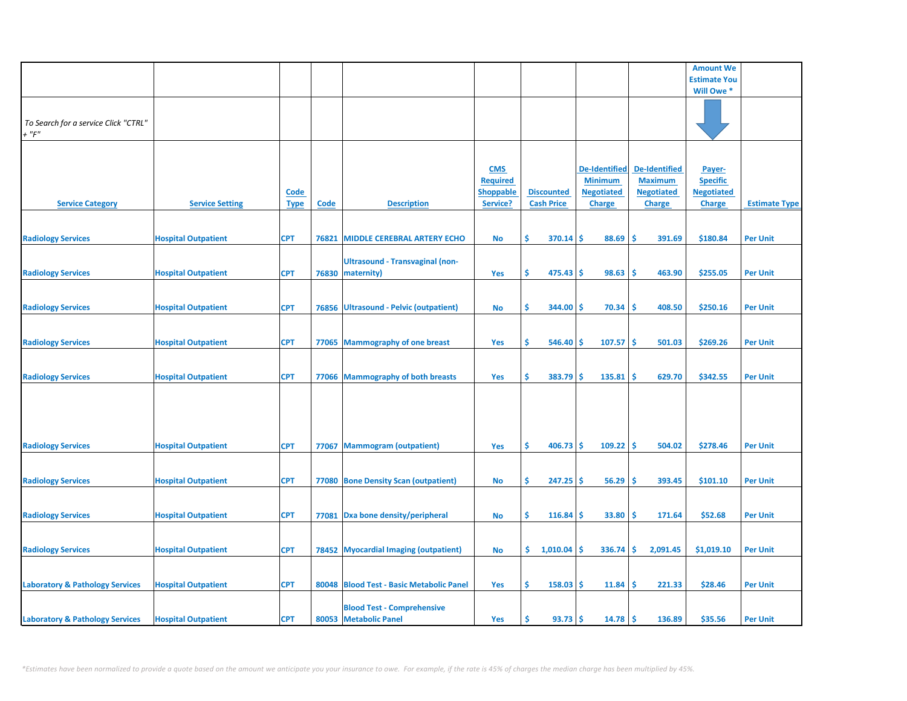| | | | | | | | | | Amount We Estimate You Will Owe * | |
|---|---|---|---|---|---|---|---|---|---|---|
| *To Search for a service Click "CTRL" + "F"* | | | | | | | | | | |
| **Service Category** | **Service Setting** | **Code Type** | **Code** | **Description** | **CMS Required Shoppable Service?** | **Discounted Cash Price** | **De-Identified Minimum Negotiated Charge** | **De-Identified Maximum Negotiated Charge** | **Payer-Specific Negotiated Charge** | **Estimate Type** |
| Radiology Services | Hospital Outpatient | CPT | 76821 | MIDDLE CEREBRAL ARTERY ECHO | No | $ 370.14 | $ 88.69 | $ 391.69 | $180.84 | Per Unit |
| Radiology Services | Hospital Outpatient | CPT | 76830 | Ultrasound - Transvaginal (non-maternity) | Yes | $ 475.43 | $ 98.63 | $ 463.90 | $255.05 | Per Unit |
| Radiology Services | Hospital Outpatient | CPT | 76856 | Ultrasound - Pelvic (outpatient) | No | $ 344.00 | $ 70.34 | $ 408.50 | $250.16 | Per Unit |
| Radiology Services | Hospital Outpatient | CPT | 77065 | Mammography of one breast | Yes | $ 546.40 | $ 107.57 | $ 501.03 | $269.26 | Per Unit |
| Radiology Services | Hospital Outpatient | CPT | 77066 | Mammography of both breasts | Yes | $ 383.79 | $ 135.81 | $ 629.70 | $342.55 | Per Unit |
| Radiology Services | Hospital Outpatient | CPT | 77067 | Mammogram (outpatient) | Yes | $ 406.73 | $ 109.22 | $ 504.02 | $278.46 | Per Unit |
| Radiology Services | Hospital Outpatient | CPT | 77080 | Bone Density Scan (outpatient) | No | $ 247.25 | $ 56.29 | $ 393.45 | $101.10 | Per Unit |
| Radiology Services | Hospital Outpatient | CPT | 77081 | Dxa bone density/peripheral | No | $ 116.84 | $ 33.80 | $ 171.64 | $52.68 | Per Unit |
| Radiology Services | Hospital Outpatient | CPT | 78452 | Myocardial Imaging (outpatient) | No | $ 1,010.04 | $ 336.74 | $ 2,091.45 | $1,019.10 | Per Unit |
| Laboratory & Pathology Services | Hospital Outpatient | CPT | 80048 | Blood Test - Basic Metabolic Panel | Yes | $ 158.03 | $ 11.84 | $ 221.33 | $28.46 | Per Unit |
| Laboratory & Pathology Services | Hospital Outpatient | CPT | 80053 | Blood Test - Comprehensive Metabolic Panel | Yes | $ 93.73 | $ 14.78 | $ 136.89 | $35.56 | Per Unit |

*\*Estimates have been normalized to provide a quote based on the amount we anticipate you your insurance to owe. For example, if the rate is 45% of charges the median charge has been multiplied by 45%.*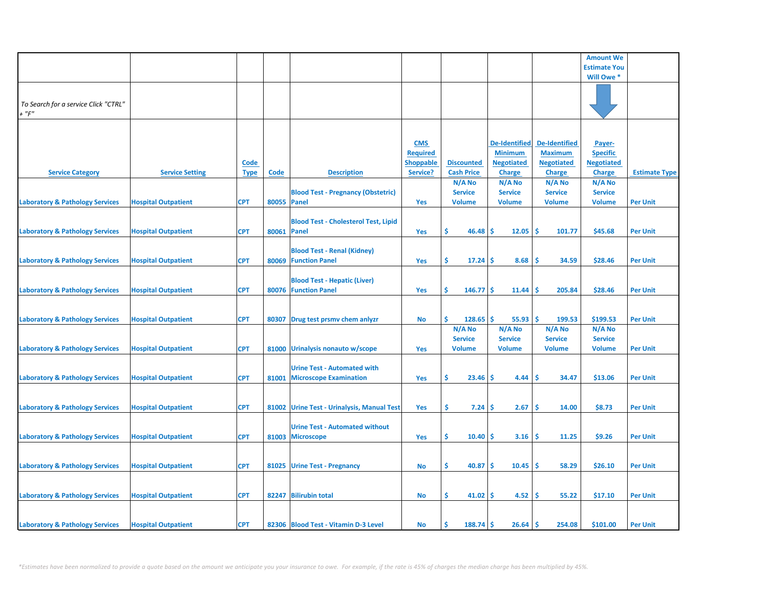| | | | | | | | | | Amount We Estimate You Will Owe * | |
|---|---|---|---|---|---|---|---|---|---|---|
| *To Search for a service Click "CTRL" + "F"* | | | | | | | | | | |
| **Service Category** | **Service Setting** | **Code Type** | **Code** | **Description** | **CMS Required Shoppable Service?** | **Discounted Cash Price** | **De-Identified Minimum Negotiated Charge** | **De-Identified Maximum Negotiated Charge** | **Payer-Specific Negotiated Charge** | **Estimate Type** |
| Laboratory & Pathology Services | Hospital Outpatient | CPT | 80055 | Blood Test - Pregnancy (Obstetric) Panel | Yes | N/A No Service Volume | N/A No Service Volume | N/A No Service Volume | N/A No Service Volume | Per Unit |
| Laboratory & Pathology Services | Hospital Outpatient | CPT | 80061 | Blood Test - Cholesterol Test, Lipid Panel | Yes | $ 46.48 | $ 12.05 | $ 101.77 | $45.68 | Per Unit |
| Laboratory & Pathology Services | Hospital Outpatient | CPT | 80069 | Blood Test - Renal (Kidney) Function Panel | Yes | $ 17.24 | $ 8.68 | $ 34.59 | $28.46 | Per Unit |
| Laboratory & Pathology Services | Hospital Outpatient | CPT | 80076 | Blood Test - Hepatic (Liver) Function Panel | Yes | $ 146.77 | $ 11.44 | $ 205.84 | $28.46 | Per Unit |
| Laboratory & Pathology Services | Hospital Outpatient | CPT | 80307 | Drug test prsmv chem anlyzr | No | $ 128.65 | $ 55.93 | $ 199.53 | $199.53 | Per Unit |
| Laboratory & Pathology Services | Hospital Outpatient | CPT | 81000 | Urinalysis nonauto w/scope | Yes | N/A No Service Volume | N/A No Service Volume | N/A No Service Volume | N/A No Service Volume | Per Unit |
| Laboratory & Pathology Services | Hospital Outpatient | CPT | 81001 | Urine Test - Automated with Microscope Examination | Yes | $ 23.46 | $ 4.44 | $ 34.47 | $13.06 | Per Unit |
| Laboratory & Pathology Services | Hospital Outpatient | CPT | 81002 | Urine Test - Urinalysis, Manual Test | Yes | $ 7.24 | $ 2.67 | $ 14.00 | $8.73 | Per Unit |
| Laboratory & Pathology Services | Hospital Outpatient | CPT | 81003 | Urine Test - Automated without Microscope | Yes | $ 10.40 | $ 3.16 | $ 11.25 | $9.26 | Per Unit |
| Laboratory & Pathology Services | Hospital Outpatient | CPT | 81025 | Urine Test - Pregnancy | No | $ 40.87 | $ 10.45 | $ 58.29 | $26.10 | Per Unit |
| Laboratory & Pathology Services | Hospital Outpatient | CPT | 82247 | Bilirubin total | No | $ 41.02 | $ 4.52 | $ 55.22 | $17.10 | Per Unit |
| Laboratory & Pathology Services | Hospital Outpatient | CPT | 82306 | Blood Test - Vitamin D-3 Level | No | $ 188.74 | $ 26.64 | $ 254.08 | $101.00 | Per Unit |

*\*Estimates have been normalized to provide a quote based on the amount we anticipate you your insurance to owe. For example, if the rate is 45% of charges the median charge has been multiplied by 45%.*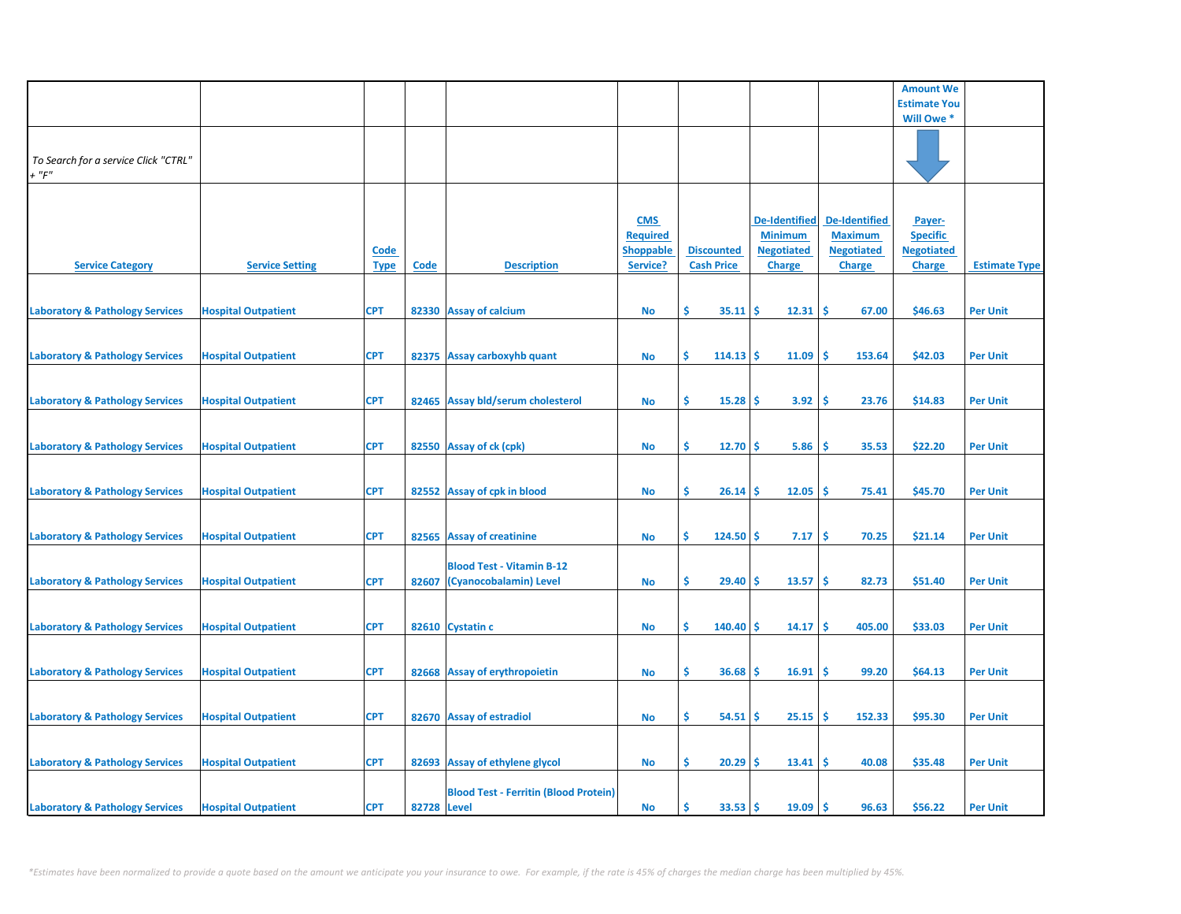| | | | | | | | | | Amount We Estimate You Will Owe * | |
|---|---|---|---|---|---|---|---|---|---|---|
| *To Search for a service Click "CTRL" + "F"* | | | | | | | | | | |
| **Service Category** | **Service Setting** | **Code Type** | **Code** | **Description** | **CMS Required Shoppable Service?** | **Discounted Cash Price** | **De-Identified Minimum Negotiated Charge** | **De-Identified Maximum Negotiated Charge** | **Payer-Specific Negotiated Charge** | **Estimate Type** |
| Laboratory & Pathology Services | Hospital Outpatient | CPT | 82330 | Assay of calcium | No | $ 35.11 | $ 12.31 | $ 67.00 | $46.63 | Per Unit |
| Laboratory & Pathology Services | Hospital Outpatient | CPT | 82375 | Assay carboxyhb quant | No | $ 114.13 | $ 11.09 | $ 153.64 | $42.03 | Per Unit |
| Laboratory & Pathology Services | Hospital Outpatient | CPT | 82465 | Assay bld/serum cholesterol | No | $ 15.28 | $ 3.92 | $ 23.76 | $14.83 | Per Unit |
| Laboratory & Pathology Services | Hospital Outpatient | CPT | 82550 | Assay of ck (cpk) | No | $ 12.70 | $ 5.86 | $ 35.53 | $22.20 | Per Unit |
| Laboratory & Pathology Services | Hospital Outpatient | CPT | 82552 | Assay of cpk in blood | No | $ 26.14 | $ 12.05 | $ 75.41 | $45.70 | Per Unit |
| Laboratory & Pathology Services | Hospital Outpatient | CPT | 82565 | Assay of creatinine | No | $ 124.50 | $ 7.17 | $ 70.25 | $21.14 | Per Unit |
| Laboratory & Pathology Services | Hospital Outpatient | CPT | 82607 | Blood Test - Vitamin B-12 (Cyanocobalamin) Level | No | $ 29.40 | $ 13.57 | $ 82.73 | $51.40 | Per Unit |
| Laboratory & Pathology Services | Hospital Outpatient | CPT | 82610 | Cystatin c | No | $ 140.40 | $ 14.17 | $ 405.00 | $33.03 | Per Unit |
| Laboratory & Pathology Services | Hospital Outpatient | CPT | 82668 | Assay of erythropoietin | No | $ 36.68 | $ 16.91 | $ 99.20 | $64.13 | Per Unit |
| Laboratory & Pathology Services | Hospital Outpatient | CPT | 82670 | Assay of estradiol | No | $ 54.51 | $ 25.15 | $ 152.33 | $95.30 | Per Unit |
| Laboratory & Pathology Services | Hospital Outpatient | CPT | 82693 | Assay of ethylene glycol | No | $ 20.29 | $ 13.41 | $ 40.08 | $35.48 | Per Unit |
| Laboratory & Pathology Services | Hospital Outpatient | CPT | 82728 | Blood Test - Ferritin (Blood Protein) Level | No | $ 33.53 | $ 19.09 | $ 96.63 | $56.22 | Per Unit |

*\*Estimates have been normalized to provide a quote based on the amount we anticipate you your insurance to owe. For example, if the rate is 45% of charges the median charge has been multiplied by 45%.*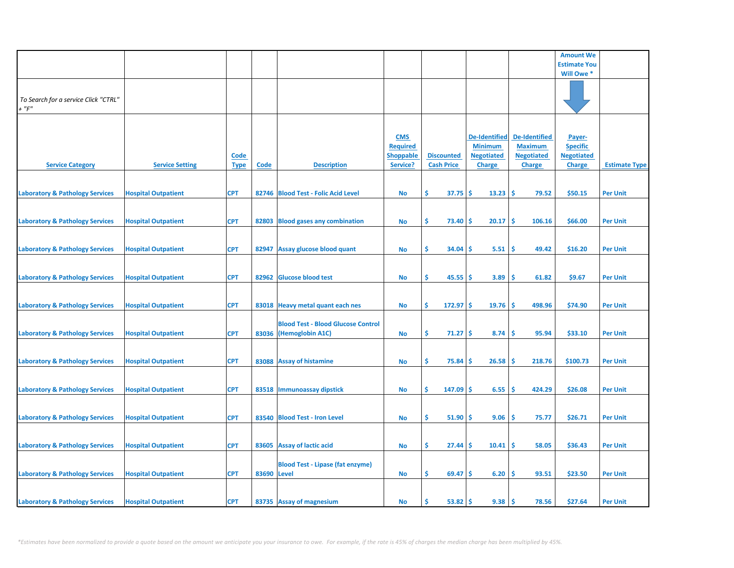| | | | | | | | | | Amount We Estimate You Will Owe * | |
|---|---|---|---|---|---|---|---|---|---|---|
| *To Search for a service Click "CTRL" + "F"* | | | | | | | | | | |
| **Service Category** | **Service Setting** | **Code Type** | **Code** | **Description** | **CMS Required Shoppable Service?** | **Discounted Cash Price** | **De-Identified Minimum Negotiated Charge** | **De-Identified Maximum Negotiated Charge** | **Payer-Specific Negotiated Charge** | **Estimate Type** |
| Laboratory & Pathology Services | Hospital Outpatient | CPT | 82746 | Blood Test - Folic Acid Level | No | $ 37.75 | $ 13.23 | $ 79.52 | $50.15 | Per Unit |
| Laboratory & Pathology Services | Hospital Outpatient | CPT | 82803 | Blood gases any combination | No | $ 73.40 | $ 20.17 | $ 106.16 | $66.00 | Per Unit |
| Laboratory & Pathology Services | Hospital Outpatient | CPT | 82947 | Assay glucose blood quant | No | $ 34.04 | $ 5.51 | $ 49.42 | $16.20 | Per Unit |
| Laboratory & Pathology Services | Hospital Outpatient | CPT | 82962 | Glucose blood test | No | $ 45.55 | $ 3.89 | $ 61.82 | $9.67 | Per Unit |
| Laboratory & Pathology Services | Hospital Outpatient | CPT | 83018 | Heavy metal quant each nes | No | $ 172.97 | $ 19.76 | $ 498.96 | $74.90 | Per Unit |
| Laboratory & Pathology Services | Hospital Outpatient | CPT | 83036 | Blood Test - Blood Glucose Control (Hemoglobin A1C) | No | $ 71.27 | $ 8.74 | $ 95.94 | $33.10 | Per Unit |
| Laboratory & Pathology Services | Hospital Outpatient | CPT | 83088 | Assay of histamine | No | $ 75.84 | $ 26.58 | $ 218.76 | $100.73 | Per Unit |
| Laboratory & Pathology Services | Hospital Outpatient | CPT | 83518 | Immunoassay dipstick | No | $ 147.09 | $ 6.55 | $ 424.29 | $26.08 | Per Unit |
| Laboratory & Pathology Services | Hospital Outpatient | CPT | 83540 | Blood Test - Iron Level | No | $ 51.90 | $ 9.06 | $ 75.77 | $26.71 | Per Unit |
| Laboratory & Pathology Services | Hospital Outpatient | CPT | 83605 | Assay of lactic acid | No | $ 27.44 | $ 10.41 | $ 58.05 | $36.43 | Per Unit |
| Laboratory & Pathology Services | Hospital Outpatient | CPT | 83690 | Blood Test - Lipase (fat enzyme) Level | No | $ 69.47 | $ 6.20 | $ 93.51 | $23.50 | Per Unit |
| Laboratory & Pathology Services | Hospital Outpatient | CPT | 83735 | Assay of magnesium | No | $ 53.82 | $ 9.38 | $ 78.56 | $27.64 | Per Unit |

*\*Estimates have been normalized to provide a quote based on the amount we anticipate you your insurance to owe. For example, if the rate is 45% of charges the median charge has been multiplied by 45%.*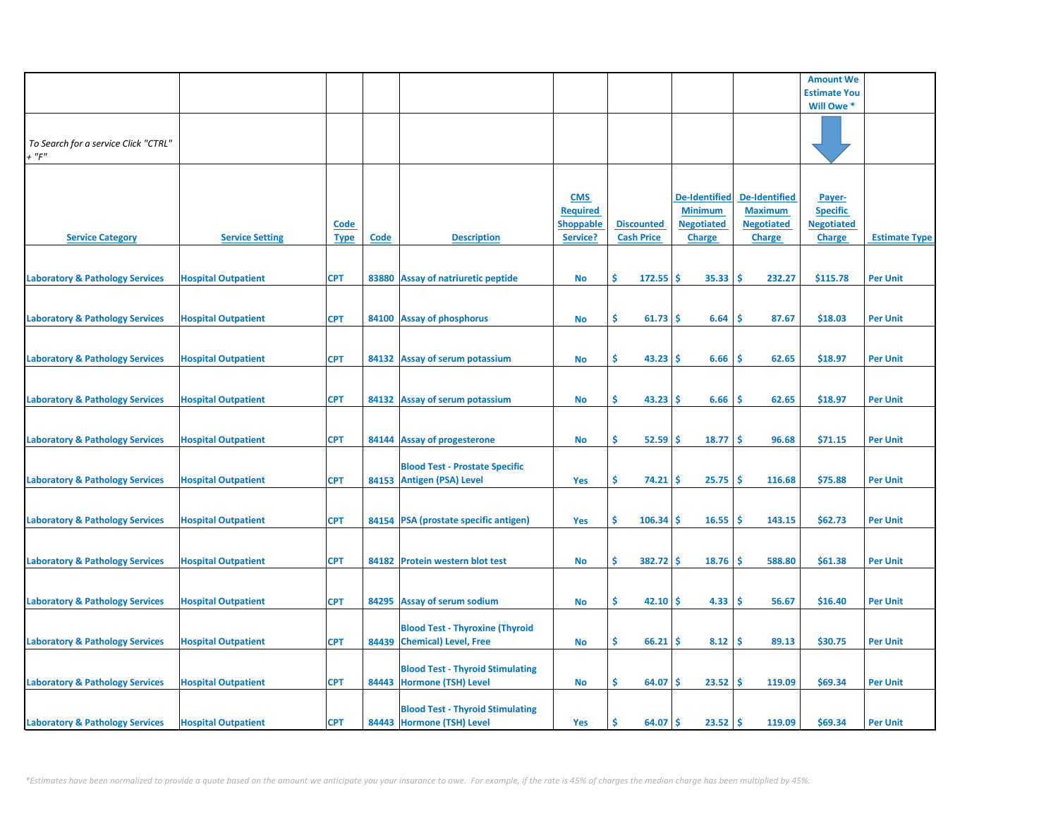| | | | | | | | | | Amount We Estimate You Will Owe * | |
|---|---|---|---|---|---|---|---|---|---|---|
| *To Search for a service Click "CTRL" + "F"* | | | | | | | | | | |
| **Service Category** | **Service Setting** | **Code Type** | **Code** | **Description** | **CMS Required Shoppable Service?** | **Discounted Cash Price** | **De-Identified Minimum Negotiated Charge** | **De-Identified Maximum Negotiated Charge** | **Payer-Specific Negotiated Charge** | **Estimate Type** |
| Laboratory & Pathology Services | Hospital Outpatient | CPT | 83880 | Assay of natriuretic peptide | No | $ 172.55 | $ 35.33 | $ 232.27 | $115.78 | Per Unit |
| Laboratory & Pathology Services | Hospital Outpatient | CPT | 84100 | Assay of phosphorus | No | $ 61.73 | $ 6.64 | $ 87.67 | $18.03 | Per Unit |
| Laboratory & Pathology Services | Hospital Outpatient | CPT | 84132 | Assay of serum potassium | No | $ 43.23 | $ 6.66 | $ 62.65 | $18.97 | Per Unit |
| Laboratory & Pathology Services | Hospital Outpatient | CPT | 84132 | Assay of serum potassium | No | $ 43.23 | $ 6.66 | $ 62.65 | $18.97 | Per Unit |
| Laboratory & Pathology Services | Hospital Outpatient | CPT | 84144 | Assay of progesterone | No | $ 52.59 | $ 18.77 | $ 96.68 | $71.15 | Per Unit |
| Laboratory & Pathology Services | Hospital Outpatient | CPT | 84153 | Blood Test - Prostate Specific Antigen (PSA) Level | Yes | $ 74.21 | $ 25.75 | $ 116.68 | $75.88 | Per Unit |
| Laboratory & Pathology Services | Hospital Outpatient | CPT | 84154 | PSA (prostate specific antigen) | Yes | $ 106.34 | $ 16.55 | $ 143.15 | $62.73 | Per Unit |
| Laboratory & Pathology Services | Hospital Outpatient | CPT | 84182 | Protein western blot test | No | $ 382.72 | $ 18.76 | $ 588.80 | $61.38 | Per Unit |
| Laboratory & Pathology Services | Hospital Outpatient | CPT | 84295 | Assay of serum sodium | No | $ 42.10 | $ 4.33 | $ 56.67 | $16.40 | Per Unit |
| Laboratory & Pathology Services | Hospital Outpatient | CPT | 84439 | Blood Test - Thyroxine (Thyroid Chemical) Level, Free | No | $ 66.21 | $ 8.12 | $ 89.13 | $30.75 | Per Unit |
| Laboratory & Pathology Services | Hospital Outpatient | CPT | 84443 | Blood Test - Thyroid Stimulating Hormone (TSH) Level | No | $ 64.07 | $ 23.52 | $ 119.09 | $69.34 | Per Unit |
| Laboratory & Pathology Services | Hospital Outpatient | CPT | 84443 | Blood Test - Thyroid Stimulating Hormone (TSH) Level | Yes | $ 64.07 | $ 23.52 | $ 119.09 | $69.34 | Per Unit |

*\*Estimates have been normalized to provide a quote based on the amount we anticipate you your insurance to owe. For example, if the rate is 45% of charges the median charge has been multiplied by 45%.*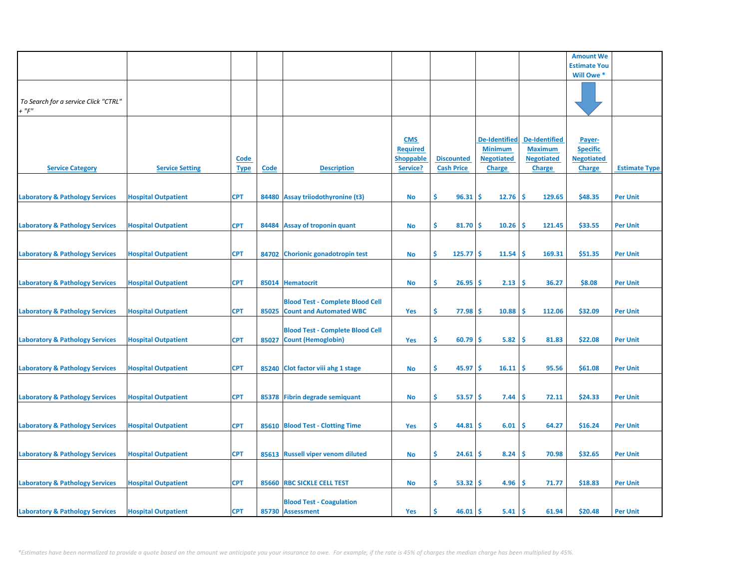| Service Category | Service Setting | Code Type | Code | Description | CMS Required Shoppable Service? | Discounted Cash Price | De-Identified Minimum Negotiated Charge | De-Identified Maximum Negotiated Charge | Payer-Specific Negotiated Charge | Estimate Type |
|---|---|---|---|---|---|---|---|---|---|---|
| *To Search for a service Click "CTRL" + "F"* | | | | | | | | | Amount We Estimate You Will Owe * | |
| Laboratory & Pathology Services | Hospital Outpatient | CPT | 84480 | Assay triiodothyronine (t3) | No | $ 96.31 | $ 12.76 | $ 129.65 | $48.35 | Per Unit |
| Laboratory & Pathology Services | Hospital Outpatient | CPT | 84484 | Assay of troponin quant | No | $ 81.70 | $ 10.26 | $ 121.45 | $33.55 | Per Unit |
| Laboratory & Pathology Services | Hospital Outpatient | CPT | 84702 | Chorionic gonadotropin test | No | $ 125.77 | $ 11.54 | $ 169.31 | $51.35 | Per Unit |
| Laboratory & Pathology Services | Hospital Outpatient | CPT | 85014 | Hematocrit | No | $ 26.95 | $ 2.13 | $ 36.27 | $8.08 | Per Unit |
| Laboratory & Pathology Services | Hospital Outpatient | CPT | 85025 | Blood Test - Complete Blood Cell Count and Automated WBC | Yes | $ 77.98 | $ 10.88 | $ 112.06 | $32.09 | Per Unit |
| Laboratory & Pathology Services | Hospital Outpatient | CPT | 85027 | Blood Test - Complete Blood Cell Count (Hemoglobin) | Yes | $ 60.79 | $ 5.82 | $ 81.83 | $22.08 | Per Unit |
| Laboratory & Pathology Services | Hospital Outpatient | CPT | 85240 | Clot factor viii ahg 1 stage | No | $ 45.97 | $ 16.11 | $ 95.56 | $61.08 | Per Unit |
| Laboratory & Pathology Services | Hospital Outpatient | CPT | 85378 | Fibrin degrade semiquant | No | $ 53.57 | $ 7.44 | $ 72.11 | $24.33 | Per Unit |
| Laboratory & Pathology Services | Hospital Outpatient | CPT | 85610 | Blood Test - Clotting Time | Yes | $ 44.81 | $ 6.01 | $ 64.27 | $16.24 | Per Unit |
| Laboratory & Pathology Services | Hospital Outpatient | CPT | 85613 | Russell viper venom diluted | No | $ 24.61 | $ 8.24 | $ 70.98 | $32.65 | Per Unit |
| Laboratory & Pathology Services | Hospital Outpatient | CPT | 85660 | RBC SICKLE CELL TEST | No | $ 53.32 | $ 4.96 | $ 71.77 | $18.83 | Per Unit |
| Laboratory & Pathology Services | Hospital Outpatient | CPT | 85730 | Blood Test - Coagulation Assessment | Yes | $ 46.01 | $ 5.41 | $ 61.94 | $20.48 | Per Unit |

*\*Estimates have been normalized to provide a quote based on the amount we anticipate you your insurance to owe. For example, if the rate is 45% of charges the median charge has been multiplied by 45%.*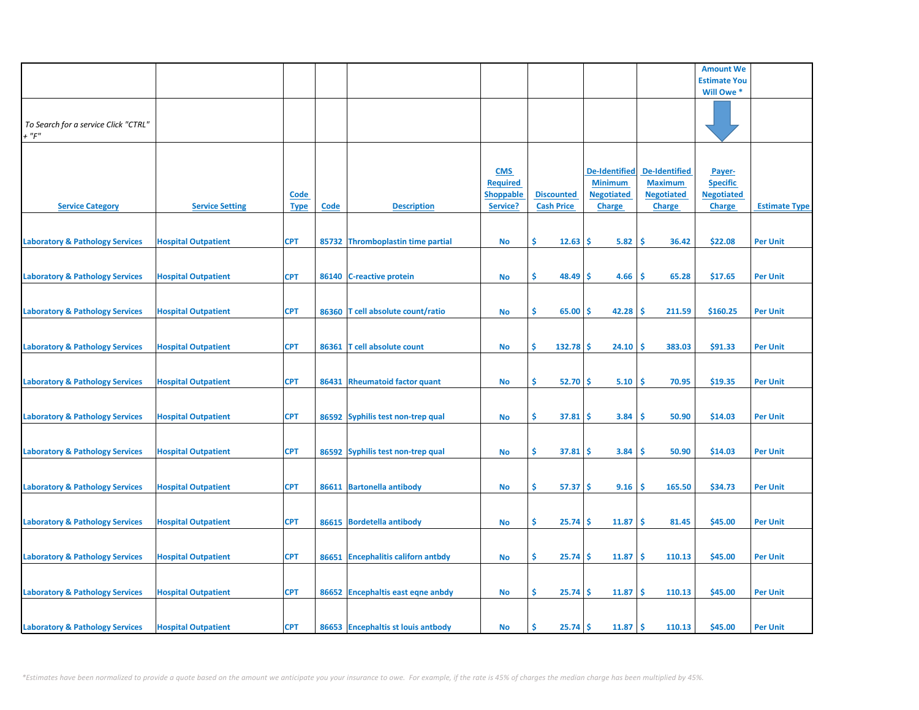| | | | | | | | | | Amount We Estimate You Will Owe * | |
|---|---|---|---|---|---|---|---|---|---|---|
| *To Search for a service Click "CTRL" + "F"* | | | | | | | | | | |
| Service Category | Service Setting | Code Type | Code | Description | CMS Required Shoppable Service? | Discounted Cash Price | De-Identified Minimum Negotiated Charge | De-Identified Maximum Negotiated Charge | Payer-Specific Negotiated Charge | Estimate Type |
| Laboratory & Pathology Services | Hospital Outpatient | CPT | 85732 | Thromboplastin time partial | No | $ 12.63 | $ 5.82 | $ 36.42 | $22.08 | Per Unit |
| Laboratory & Pathology Services | Hospital Outpatient | CPT | 86140 | C-reactive protein | No | $ 48.49 | $ 4.66 | $ 65.28 | $17.65 | Per Unit |
| Laboratory & Pathology Services | Hospital Outpatient | CPT | 86360 | T cell absolute count/ratio | No | $ 65.00 | $ 42.28 | $ 211.59 | $160.25 | Per Unit |
| Laboratory & Pathology Services | Hospital Outpatient | CPT | 86361 | T cell absolute count | No | $ 132.78 | $ 24.10 | $ 383.03 | $91.33 | Per Unit |
| Laboratory & Pathology Services | Hospital Outpatient | CPT | 86431 | Rheumatoid factor quant | No | $ 52.70 | $ 5.10 | $ 70.95 | $19.35 | Per Unit |
| Laboratory & Pathology Services | Hospital Outpatient | CPT | 86592 | Syphilis test non-trep qual | No | $ 37.81 | $ 3.84 | $ 50.90 | $14.03 | Per Unit |
| Laboratory & Pathology Services | Hospital Outpatient | CPT | 86592 | Syphilis test non-trep qual | No | $ 37.81 | $ 3.84 | $ 50.90 | $14.03 | Per Unit |
| Laboratory & Pathology Services | Hospital Outpatient | CPT | 86611 | Bartonella antibody | No | $ 57.37 | $ 9.16 | $ 165.50 | $34.73 | Per Unit |
| Laboratory & Pathology Services | Hospital Outpatient | CPT | 86615 | Bordetella antibody | No | $ 25.74 | $ 11.87 | $ 81.45 | $45.00 | Per Unit |
| Laboratory & Pathology Services | Hospital Outpatient | CPT | 86651 | Encephalitis californ antbdy | No | $ 25.74 | $ 11.87 | $ 110.13 | $45.00 | Per Unit |
| Laboratory & Pathology Services | Hospital Outpatient | CPT | 86652 | Encephaltis east eqne anbdy | No | $ 25.74 | $ 11.87 | $ 110.13 | $45.00 | Per Unit |
| Laboratory & Pathology Services | Hospital Outpatient | CPT | 86653 | Encephaltis st louis antbody | No | $ 25.74 | $ 11.87 | $ 110.13 | $45.00 | Per Unit |

*\*Estimates have been normalized to provide a quote based on the amount we anticipate you your insurance to owe. For example, if the rate is 45% of charges the median charge has been multiplied by 45%.*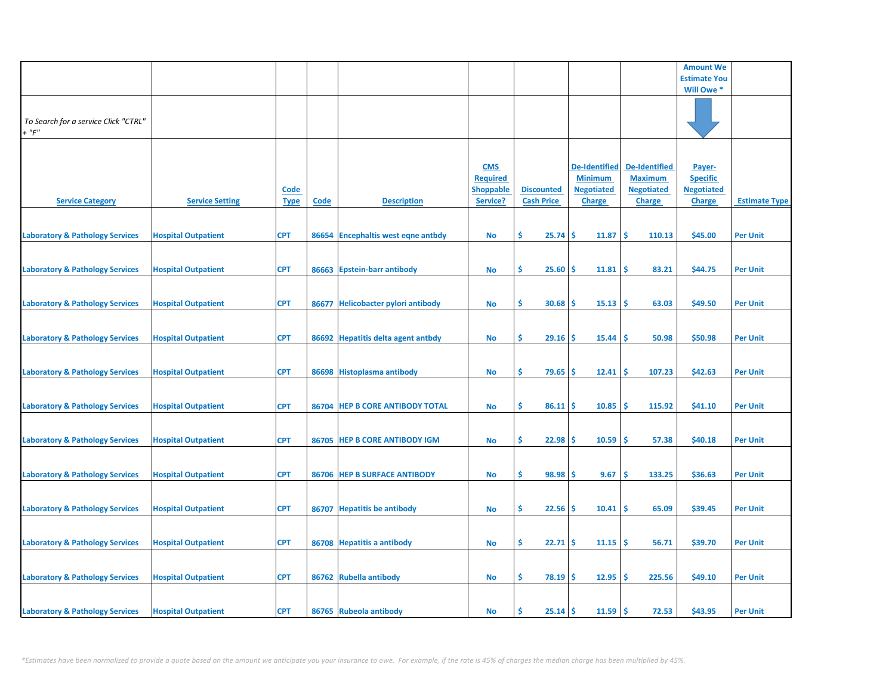| | | | | | | | | | Amount We Estimate You Will Owe * | |
|---|---|---|---|---|---|---|---|---|---|---|
| *To Search for a service Click "CTRL" + "F"* | | | | | | | | | | |
| Service Category | Service Setting | Code Type | Code | Description | CMS Required Shoppable Service? | Discounted Cash Price | De-Identified Minimum Negotiated Charge | De-Identified Maximum Negotiated Charge | Payer-Specific Negotiated Charge | Estimate Type |
| Laboratory & Pathology Services | Hospital Outpatient | CPT | 86654 | Encephaltis west eqne antbdy | No | $ 25.74 | $ 11.87 | $ 110.13 | $45.00 | Per Unit |
| Laboratory & Pathology Services | Hospital Outpatient | CPT | 86663 | Epstein-barr antibody | No | $ 25.60 | $ 11.81 | $ 83.21 | $44.75 | Per Unit |
| Laboratory & Pathology Services | Hospital Outpatient | CPT | 86677 | Helicobacter pylori antibody | No | $ 30.68 | $ 15.13 | $ 63.03 | $49.50 | Per Unit |
| Laboratory & Pathology Services | Hospital Outpatient | CPT | 86692 | Hepatitis delta agent antbdy | No | $ 29.16 | $ 15.44 | $ 50.98 | $50.98 | Per Unit |
| Laboratory & Pathology Services | Hospital Outpatient | CPT | 86698 | Histoplasma antibody | No | $ 79.65 | $ 12.41 | $ 107.23 | $42.63 | Per Unit |
| Laboratory & Pathology Services | Hospital Outpatient | CPT | 86704 | HEP B CORE ANTIBODY TOTAL | No | $ 86.11 | $ 10.85 | $ 115.92 | $41.10 | Per Unit |
| Laboratory & Pathology Services | Hospital Outpatient | CPT | 86705 | HEP B CORE ANTIBODY IGM | No | $ 22.98 | $ 10.59 | $ 57.38 | $40.18 | Per Unit |
| Laboratory & Pathology Services | Hospital Outpatient | CPT | 86706 | HEP B SURFACE ANTIBODY | No | $ 98.98 | $ 9.67 | $ 133.25 | $36.63 | Per Unit |
| Laboratory & Pathology Services | Hospital Outpatient | CPT | 86707 | Hepatitis be antibody | No | $ 22.56 | $ 10.41 | $ 65.09 | $39.45 | Per Unit |
| Laboratory & Pathology Services | Hospital Outpatient | CPT | 86708 | Hepatitis a antibody | No | $ 22.71 | $ 11.15 | $ 56.71 | $39.70 | Per Unit |
| Laboratory & Pathology Services | Hospital Outpatient | CPT | 86762 | Rubella antibody | No | $ 78.19 | $ 12.95 | $ 225.56 | $49.10 | Per Unit |
| Laboratory & Pathology Services | Hospital Outpatient | CPT | 86765 | Rubeola antibody | No | $ 25.14 | $ 11.59 | $ 72.53 | $43.95 | Per Unit |

*\*Estimates have been normalized to provide a quote based on the amount we anticipate you your insurance to owe. For example, if the rate is 45% of charges the median charge has been multiplied by 45%.*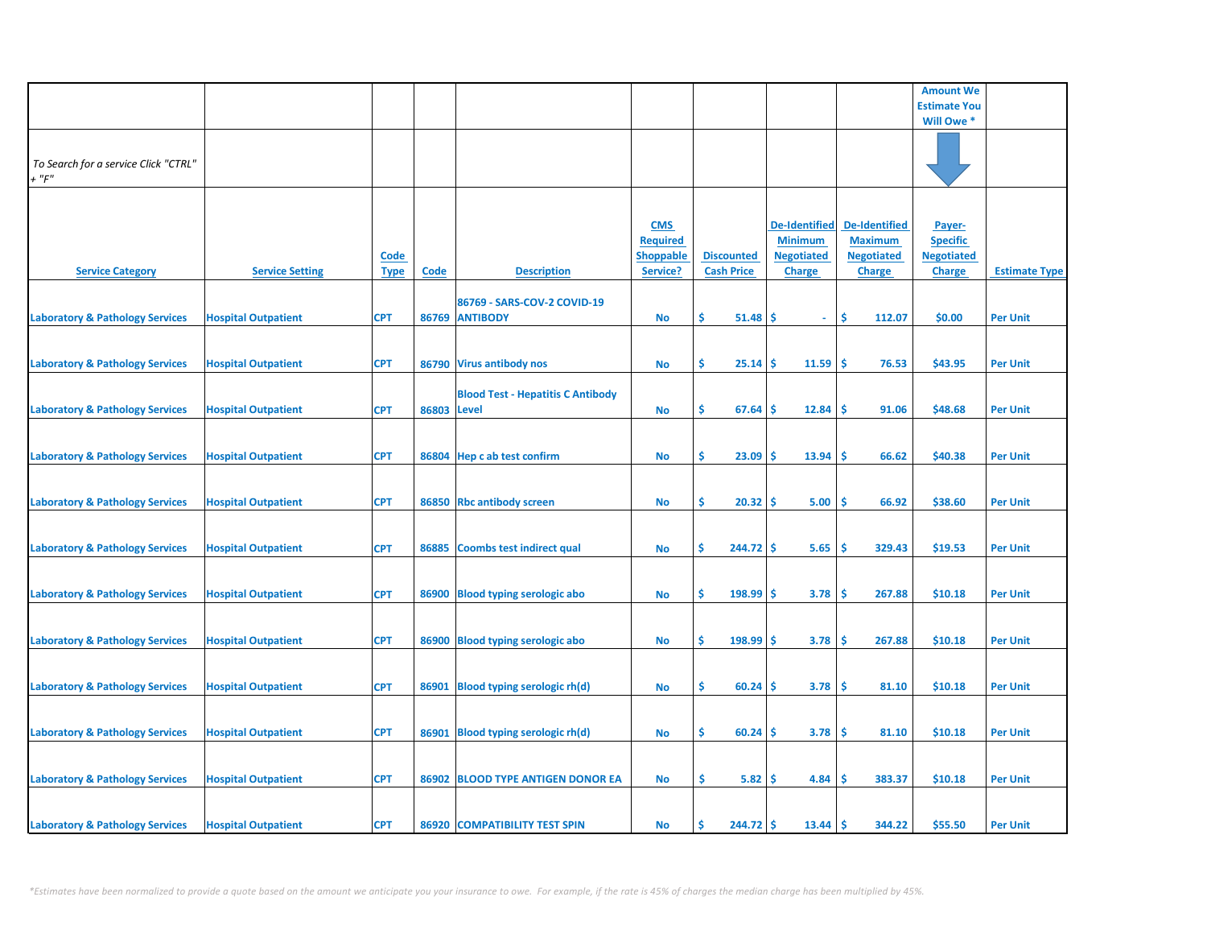| | | | | | | | | | Amount We Estimate You Will Owe * | |
|---|---|---|---|---|---|---|---|---|---|---|
| *To Search for a service Click "CTRL" + "F"* | | | | | | | | | | |
| **Service Category** | **Service Setting** | **Code Type** | **Code** | **Description** | **CMS Required Shoppable Service?** | **Discounted Cash Price** | **De-Identified Minimum Negotiated Charge** | **De-Identified Maximum Negotiated Charge** | **Payer-Specific Negotiated Charge** | **Estimate Type** |
| Laboratory & Pathology Services | Hospital Outpatient | CPT | 86769 | 86769 - SARS-COV-2 COVID-19 ANTIBODY | No | $ 51.48 | $ - | $ 112.07 | $0.00 | Per Unit |
| Laboratory & Pathology Services | Hospital Outpatient | CPT | 86790 | Virus antibody nos | No | $ 25.14 | $ 11.59 | $ 76.53 | $43.95 | Per Unit |
| Laboratory & Pathology Services | Hospital Outpatient | CPT | 86803 | Blood Test - Hepatitis C Antibody Level | No | $ 67.64 | $ 12.84 | $ 91.06 | $48.68 | Per Unit |
| Laboratory & Pathology Services | Hospital Outpatient | CPT | 86804 | Hep c ab test confirm | No | $ 23.09 | $ 13.94 | $ 66.62 | $40.38 | Per Unit |
| Laboratory & Pathology Services | Hospital Outpatient | CPT | 86850 | Rbc antibody screen | No | $ 20.32 | $ 5.00 | $ 66.92 | $38.60 | Per Unit |
| Laboratory & Pathology Services | Hospital Outpatient | CPT | 86885 | Coombs test indirect qual | No | $ 244.72 | $ 5.65 | $ 329.43 | $19.53 | Per Unit |
| Laboratory & Pathology Services | Hospital Outpatient | CPT | 86900 | Blood typing serologic abo | No | $ 198.99 | $ 3.78 | $ 267.88 | $10.18 | Per Unit |
| Laboratory & Pathology Services | Hospital Outpatient | CPT | 86900 | Blood typing serologic abo | No | $ 198.99 | $ 3.78 | $ 267.88 | $10.18 | Per Unit |
| Laboratory & Pathology Services | Hospital Outpatient | CPT | 86901 | Blood typing serologic rh(d) | No | $ 60.24 | $ 3.78 | $ 81.10 | $10.18 | Per Unit |
| Laboratory & Pathology Services | Hospital Outpatient | CPT | 86901 | Blood typing serologic rh(d) | No | $ 60.24 | $ 3.78 | $ 81.10 | $10.18 | Per Unit |
| Laboratory & Pathology Services | Hospital Outpatient | CPT | 86902 | BLOOD TYPE ANTIGEN DONOR EA | No | $ 5.82 | $ 4.84 | $ 383.37 | $10.18 | Per Unit |
| Laboratory & Pathology Services | Hospital Outpatient | CPT | 86920 | COMPATIBILITY TEST SPIN | No | $ 244.72 | $ 13.44 | $ 344.22 | $55.50 | Per Unit |

*\*Estimates have been normalized to provide a quote based on the amount we anticipate you your insurance to owe. For example, if the rate is 45% of charges the median charge has been multiplied by 45%.*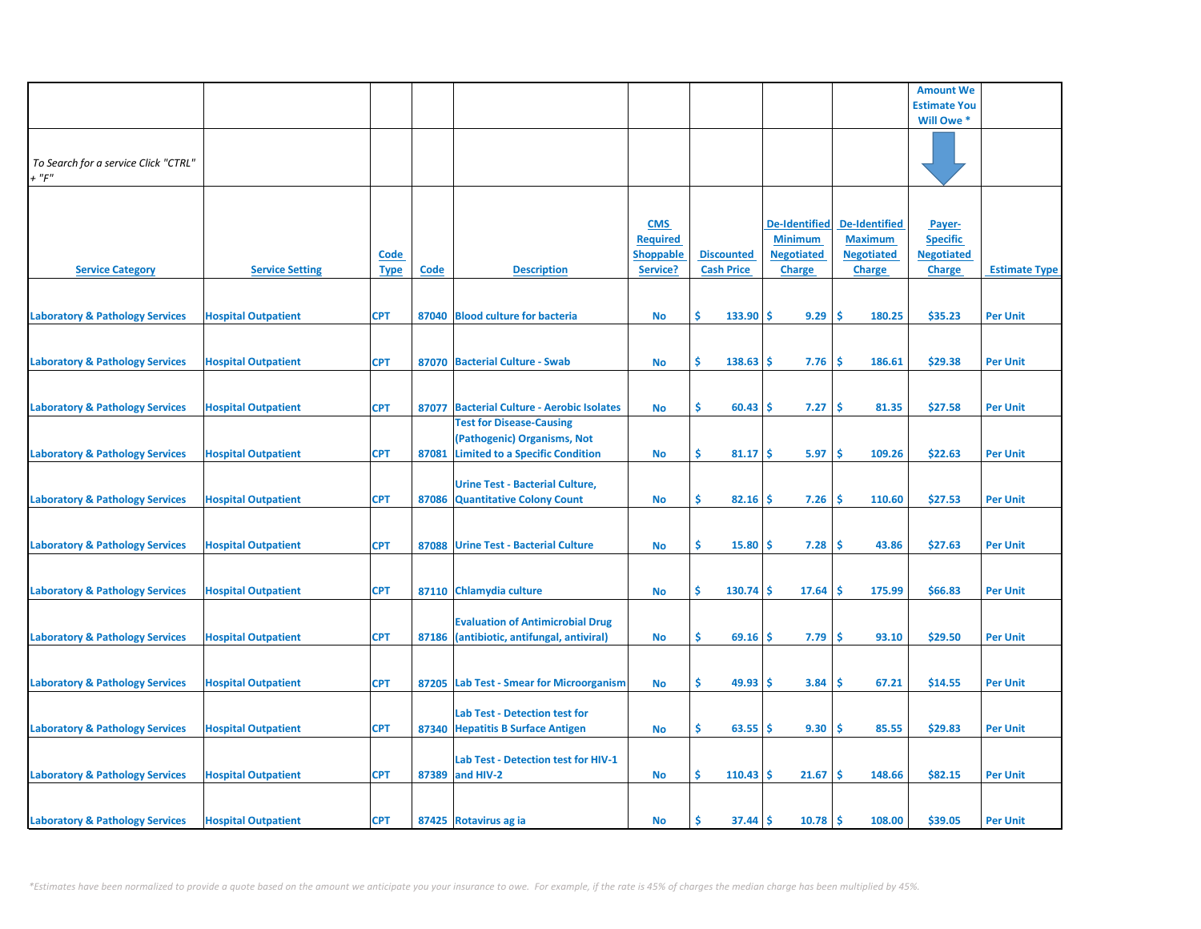| | | | | | | | | | Amount We Estimate You Will Owe * | |
|---|---|---|---|---|---|---|---|---|---|---|
| *To Search for a service Click "CTRL" + "F"* | | | | | | | | | | |
| Service Category | Service Setting | Code Type | Code | Description | CMS Required Shoppable Service? | Discounted Cash Price | De-Identified Minimum Negotiated Charge | De-Identified Maximum Negotiated Charge | Payer-Specific Negotiated Charge | Estimate Type |
| Laboratory & Pathology Services | Hospital Outpatient | CPT | 87040 | Blood culture for bacteria | No | $ 133.90 | $ 9.29 | $ 180.25 | $35.23 | Per Unit |
| Laboratory & Pathology Services | Hospital Outpatient | CPT | 87070 | Bacterial Culture - Swab | No | $ 138.63 | $ 7.76 | $ 186.61 | $29.38 | Per Unit |
| Laboratory & Pathology Services | Hospital Outpatient | CPT | 87077 | Bacterial Culture - Aerobic Isolates | No | $ 60.43 | $ 7.27 | $ 81.35 | $27.58 | Per Unit |
| Laboratory & Pathology Services | Hospital Outpatient | CPT | 87081 | Test for Disease-Causing (Pathogenic) Organisms, Not Limited to a Specific Condition | No | $ 81.17 | $ 5.97 | $ 109.26 | $22.63 | Per Unit |
| Laboratory & Pathology Services | Hospital Outpatient | CPT | 87086 | Urine Test - Bacterial Culture, Quantitative Colony Count | No | $ 82.16 | $ 7.26 | $ 110.60 | $27.53 | Per Unit |
| Laboratory & Pathology Services | Hospital Outpatient | CPT | 87088 | Urine Test - Bacterial Culture | No | $ 15.80 | $ 7.28 | $ 43.86 | $27.63 | Per Unit |
| Laboratory & Pathology Services | Hospital Outpatient | CPT | 87110 | Chlamydia culture | No | $ 130.74 | $ 17.64 | $ 175.99 | $66.83 | Per Unit |
| Laboratory & Pathology Services | Hospital Outpatient | CPT | 87186 | Evaluation of Antimicrobial Drug (antibiotic, antifungal, antiviral) | No | $ 69.16 | $ 7.79 | $ 93.10 | $29.50 | Per Unit |
| Laboratory & Pathology Services | Hospital Outpatient | CPT | 87205 | Lab Test - Smear for Microorganism | No | $ 49.93 | $ 3.84 | $ 67.21 | $14.55 | Per Unit |
| Laboratory & Pathology Services | Hospital Outpatient | CPT | 87340 | Lab Test - Detection test for Hepatitis B Surface Antigen | No | $ 63.55 | $ 9.30 | $ 85.55 | $29.83 | Per Unit |
| Laboratory & Pathology Services | Hospital Outpatient | CPT | 87389 | Lab Test - Detection test for HIV-1 and HIV-2 | No | $ 110.43 | $ 21.67 | $ 148.66 | $82.15 | Per Unit |
| Laboratory & Pathology Services | Hospital Outpatient | CPT | 87425 | Rotavirus ag ia | No | $ 37.44 | $ 10.78 | $ 108.00 | $39.05 | Per Unit |

*\*Estimates have been normalized to provide a quote based on the amount we anticipate you your insurance to owe. For example, if the rate is 45% of charges the median charge has been multiplied by 45%.*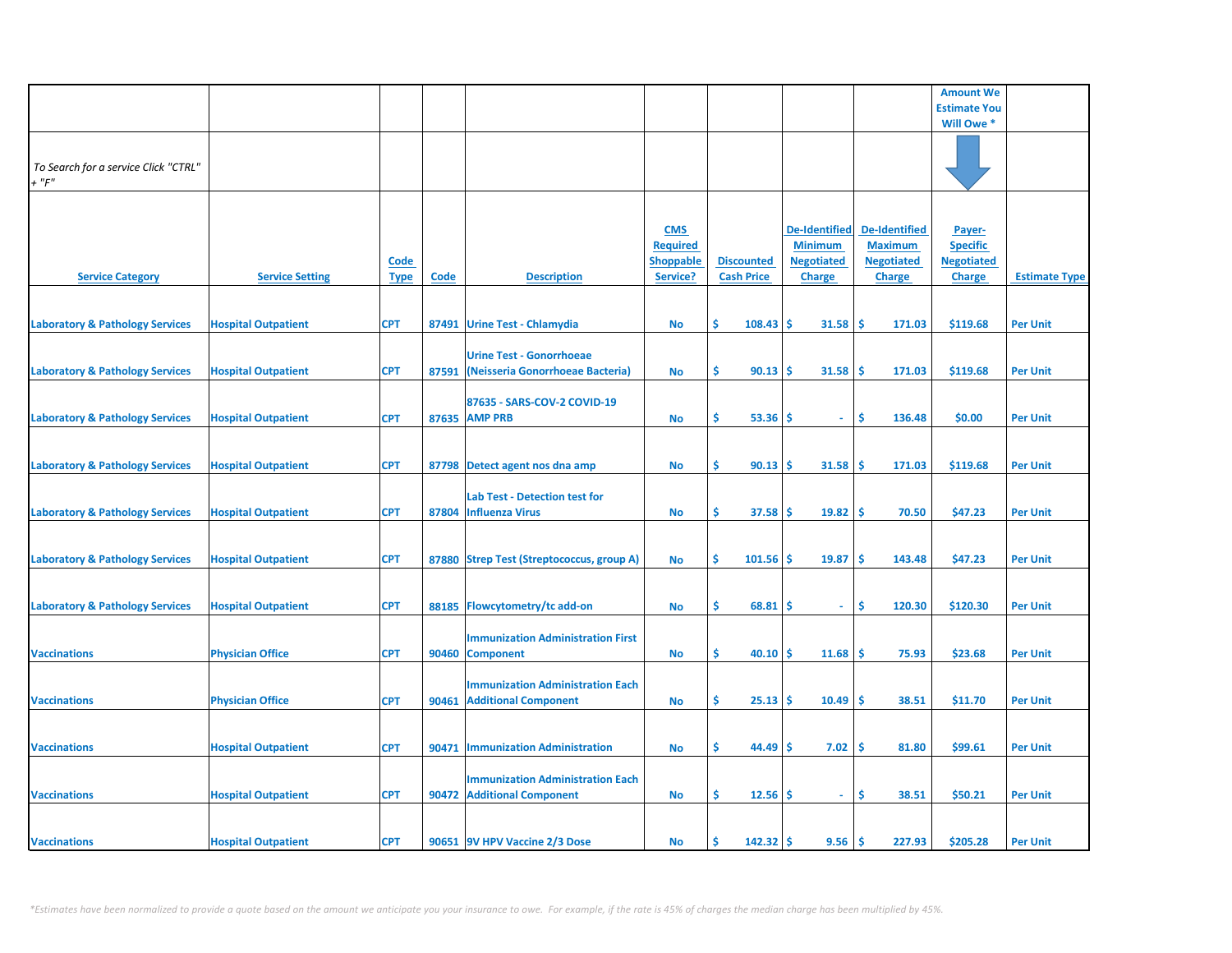| | | | | | | | | | Amount We Estimate You Will Owe * | |
|---|---|---|---|---|---|---|---|---|---|---|
| *To Search for a service Click "CTRL" + "F"* | | | | | | | | | | |
| **Service Category** | **Service Setting** | **Code Type** | **Code** | **Description** | **CMS Required Shoppable Service?** | **Discounted Cash Price** | **De-Identified Minimum Negotiated Charge** | **De-Identified Maximum Negotiated Charge** | **Payer-Specific Negotiated Charge** | **Estimate Type** |
| Laboratory & Pathology Services | Hospital Outpatient | CPT | 87491 | Urine Test - Chlamydia | No | $ 108.43 | $ 31.58 | $ 171.03 | $119.68 | Per Unit |
| Laboratory & Pathology Services | Hospital Outpatient | CPT | 87591 | Urine Test - Gonorrhoeae (Neisseria Gonorrhoeae Bacteria) | No | $ 90.13 | $ 31.58 | $ 171.03 | $119.68 | Per Unit |
| Laboratory & Pathology Services | Hospital Outpatient | CPT | 87635 | 87635 - SARS-COV-2 COVID-19 AMP PRB | No | $ 53.36 | $ - | $ 136.48 | $0.00 | Per Unit |
| Laboratory & Pathology Services | Hospital Outpatient | CPT | 87798 | Detect agent nos dna amp | No | $ 90.13 | $ 31.58 | $ 171.03 | $119.68 | Per Unit |
| Laboratory & Pathology Services | Hospital Outpatient | CPT | 87804 | Lab Test - Detection test for Influenza Virus | No | $ 37.58 | $ 19.82 | $ 70.50 | $47.23 | Per Unit |
| Laboratory & Pathology Services | Hospital Outpatient | CPT | 87880 | Strep Test (Streptococcus, group A) | No | $ 101.56 | $ 19.87 | $ 143.48 | $47.23 | Per Unit |
| Laboratory & Pathology Services | Hospital Outpatient | CPT | 88185 | Flowcytometry/tc add-on | No | $ 68.81 | $ - | $ 120.30 | $120.30 | Per Unit |
| Vaccinations | Physician Office | CPT | 90460 | Immunization Administration First Component | No | $ 40.10 | $ 11.68 | $ 75.93 | $23.68 | Per Unit |
| Vaccinations | Physician Office | CPT | 90461 | Immunization Administration Each Additional Component | No | $ 25.13 | $ 10.49 | $ 38.51 | $11.70 | Per Unit |
| Vaccinations | Hospital Outpatient | CPT | 90471 | Immunization Administration | No | $ 44.49 | $ 7.02 | $ 81.80 | $99.61 | Per Unit |
| Vaccinations | Hospital Outpatient | CPT | 90472 | Immunization Administration Each Additional Component | No | $ 12.56 | $ - | $ 38.51 | $50.21 | Per Unit |
| Vaccinations | Hospital Outpatient | CPT | 90651 | 9V HPV Vaccine 2/3 Dose | No | $ 142.32 | $ 9.56 | $ 227.93 | $205.28 | Per Unit |

*\*Estimates have been normalized to provide a quote based on the amount we anticipate you your insurance to owe. For example, if the rate is 45% of charges the median charge has been multiplied by 45%.*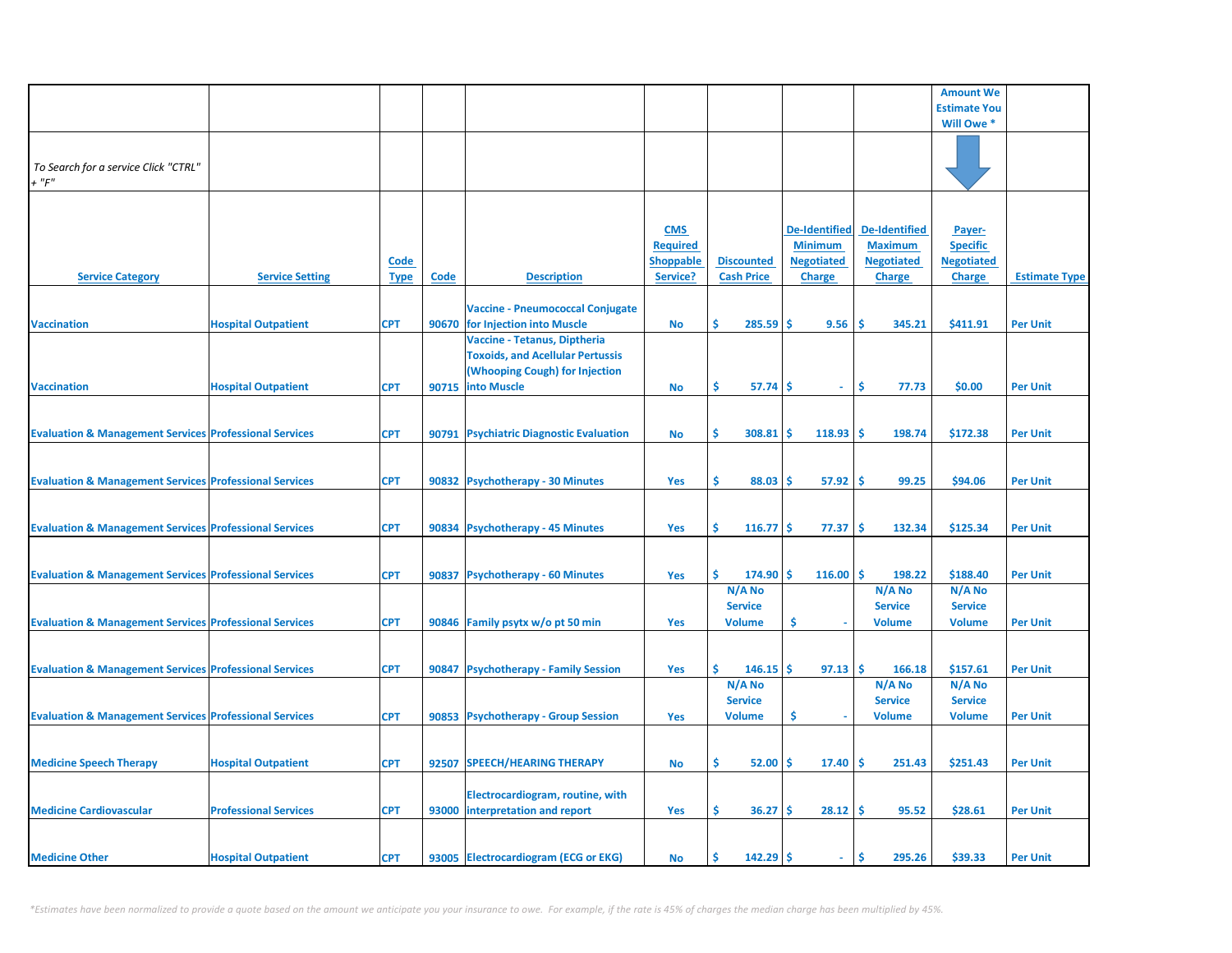| | | | | | | | | | Amount We Estimate You Will Owe * | |
|---|---|---|---|---|---|---|---|---|---|---|
| *To Search for a service Click "CTRL" + "F"* | | | | | | | | | | |
| **Service Category** | **Service Setting** | **Code Type** | **Code** | **Description** | **CMS Required Shoppable Service?** | **Discounted Cash Price** | **De-Identified Minimum Negotiated Charge** | **De-Identified Maximum Negotiated Charge** | **Payer-Specific Negotiated Charge** | **Estimate Type** |
| Vaccination | Hospital Outpatient | CPT | 90670 | Vaccine - Pneumococcal Conjugate for Injection into Muscle | No | $ 285.59 | $ 9.56 | $ 345.21 | $411.91 | Per Unit |
| Vaccination | Hospital Outpatient | CPT | 90715 | Vaccine - Tetanus, Diptheria Toxoids, and Acellular Pertussis (Whooping Cough) for Injection into Muscle | No | $ 57.74 | $ - | $ 77.73 | $0.00 | Per Unit |
| Evaluation & Management Services | Professional Services | CPT | 90791 | Psychiatric Diagnostic Evaluation | No | $ 308.81 | $ 118.93 | $ 198.74 | $172.38 | Per Unit |
| Evaluation & Management Services | Professional Services | CPT | 90832 | Psychotherapy - 30 Minutes | Yes | $ 88.03 | $ 57.92 | $ 99.25 | $94.06 | Per Unit |
| Evaluation & Management Services | Professional Services | CPT | 90834 | Psychotherapy - 45 Minutes | Yes | $ 116.77 | $ 77.37 | $ 132.34 | $125.34 | Per Unit |
| Evaluation & Management Services | Professional Services | CPT | 90837 | Psychotherapy - 60 Minutes | Yes | $ 174.90 | $ 116.00 | $ 198.22 | $188.40 | Per Unit |
| Evaluation & Management Services | Professional Services | CPT | 90846 | Family psytx w/o pt 50 min | Yes | N/A No Service Volume | $ - | N/A No Service Volume | N/A No Service Volume | Per Unit |
| Evaluation & Management Services | Professional Services | CPT | 90847 | Psychotherapy - Family Session | Yes | $ 146.15 | $ 97.13 | $ 166.18 | $157.61 | Per Unit |
| Evaluation & Management Services | Professional Services | CPT | 90853 | Psychotherapy - Group Session | Yes | N/A No Service Volume | $ - | N/A No Service Volume | N/A No Service Volume | Per Unit |
| Medicine Speech Therapy | Hospital Outpatient | CPT | 92507 | SPEECH/HEARING THERAPY | No | $ 52.00 | $ 17.40 | $ 251.43 | $251.43 | Per Unit |
| Medicine Cardiovascular | Professional Services | CPT | 93000 | Electrocardiogram, routine, with interpretation and report | Yes | $ 36.27 | $ 28.12 | $ 95.52 | $28.61 | Per Unit |
| Medicine Other | Hospital Outpatient | CPT | 93005 | Electrocardiogram (ECG or EKG) | No | $ 142.29 | $ - | $ 295.26 | $39.33 | Per Unit |

*\*Estimates have been normalized to provide a quote based on the amount we anticipate you your insurance to owe. For example, if the rate is 45% of charges the median charge has been multiplied by 45%.*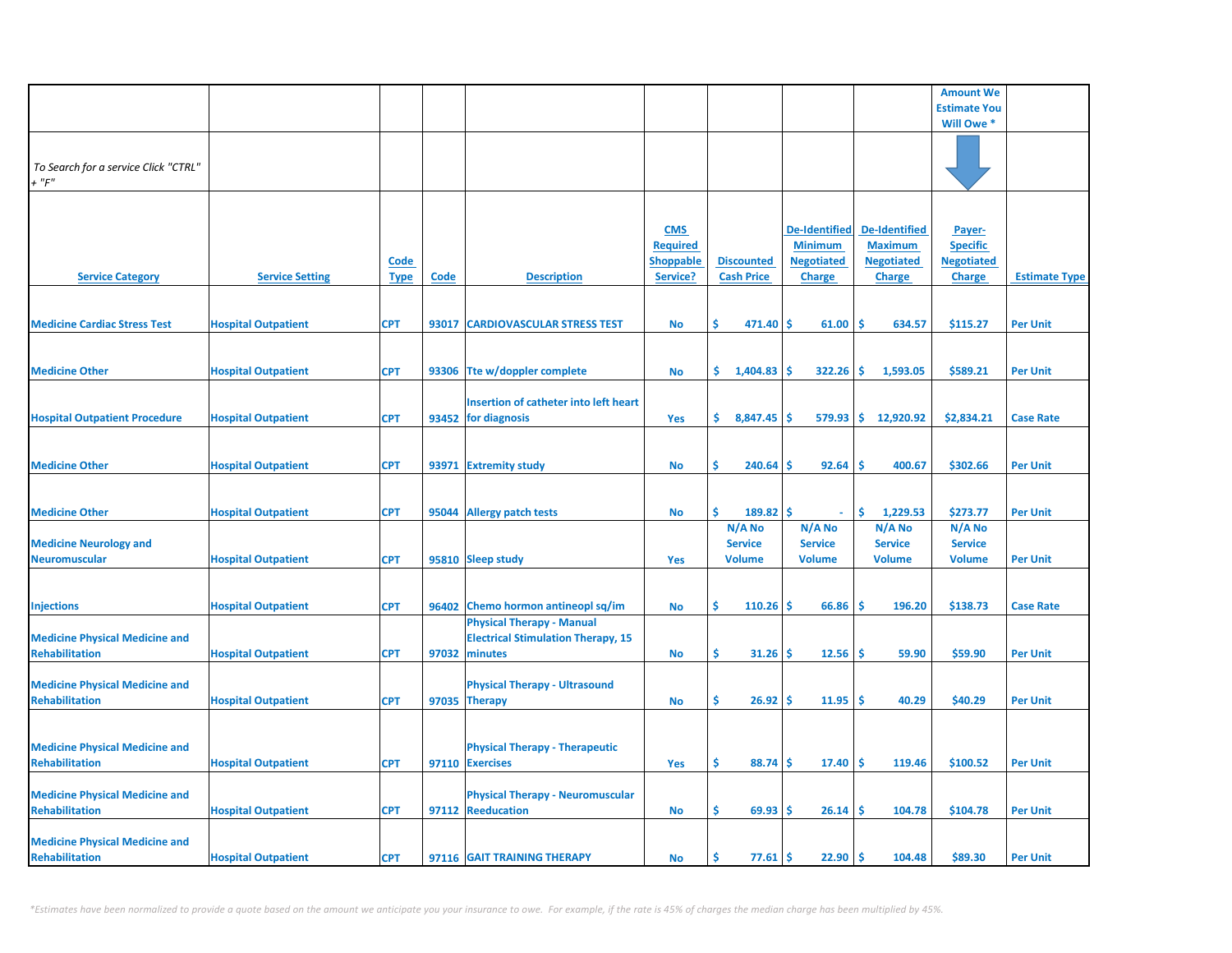| | | | | | | | | | Amount We Estimate You Will Owe * | |
|---|---|---|---|---|---|---|---|---|---|---|
| To Search for a service Click "CTRL" + "F" | | | | | | | | | | |
| Service Category | Service Setting | Code Type | Code | Description | CMS Required Shoppable Service? | Discounted Cash Price | De-Identified Minimum Negotiated Charge | De-Identified Maximum Negotiated Charge | Payer-Specific Negotiated Charge | Estimate Type |
| Medicine Cardiac Stress Test | Hospital Outpatient | CPT | 93017 | CARDIOVASCULAR STRESS TEST | No | $ 471.40 | $ 61.00 | $ 634.57 | $115.27 | Per Unit |
| Medicine Other | Hospital Outpatient | CPT | 93306 | Tte w/doppler complete | No | $ 1,404.83 | $ 322.26 | $ 1,593.05 | $589.21 | Per Unit |
| Hospital Outpatient Procedure | Hospital Outpatient | CPT | 93452 | Insertion of catheter into left heart for diagnosis | Yes | $ 8,847.45 | $ 579.93 | $ 12,920.92 | $2,834.21 | Case Rate |
| Medicine Other | Hospital Outpatient | CPT | 93971 | Extremity study | No | $ 240.64 | $ 92.64 | $ 400.67 | $302.66 | Per Unit |
| Medicine Other | Hospital Outpatient | CPT | 95044 | Allergy patch tests | No | $ 189.82 | $ - | $ 1,229.53 | $273.77 | Per Unit |
| Medicine Neurology and Neuromuscular | Hospital Outpatient | CPT | 95810 | Sleep study | Yes | N/A No Service Volume | N/A No Service Volume | N/A No Service Volume | N/A No Service Volume | Per Unit |
| Injections | Hospital Outpatient | CPT | 96402 | Chemo hormon antineopl sq/im | No | $ 110.26 | $ 66.86 | $ 196.20 | $138.73 | Case Rate |
| Medicine Physical Medicine and Rehabilitation | Hospital Outpatient | CPT | 97032 | Physical Therapy - Manual Electrical Stimulation Therapy, 15 minutes | No | $ 31.26 | $ 12.56 | $ 59.90 | $59.90 | Per Unit |
| Medicine Physical Medicine and Rehabilitation | Hospital Outpatient | CPT | 97035 | Physical Therapy - Ultrasound Therapy | No | $ 26.92 | $ 11.95 | $ 40.29 | $40.29 | Per Unit |
| Medicine Physical Medicine and Rehabilitation | Hospital Outpatient | CPT | 97110 | Physical Therapy - Therapeutic Exercises | Yes | $ 88.74 | $ 17.40 | $ 119.46 | $100.52 | Per Unit |
| Medicine Physical Medicine and Rehabilitation | Hospital Outpatient | CPT | 97112 | Physical Therapy - Neuromuscular Reeducation | No | $ 69.93 | $ 26.14 | $ 104.78 | $104.78 | Per Unit |
| Medicine Physical Medicine and Rehabilitation | Hospital Outpatient | CPT | 97116 | GAIT TRAINING THERAPY | No | $ 77.61 | $ 22.90 | $ 104.48 | $89.30 | Per Unit |

*Estimates have been normalized to provide a quote based on the amount we anticipate you your insurance to owe. For example, if the rate is 45% of charges the median charge has been multiplied by 45%.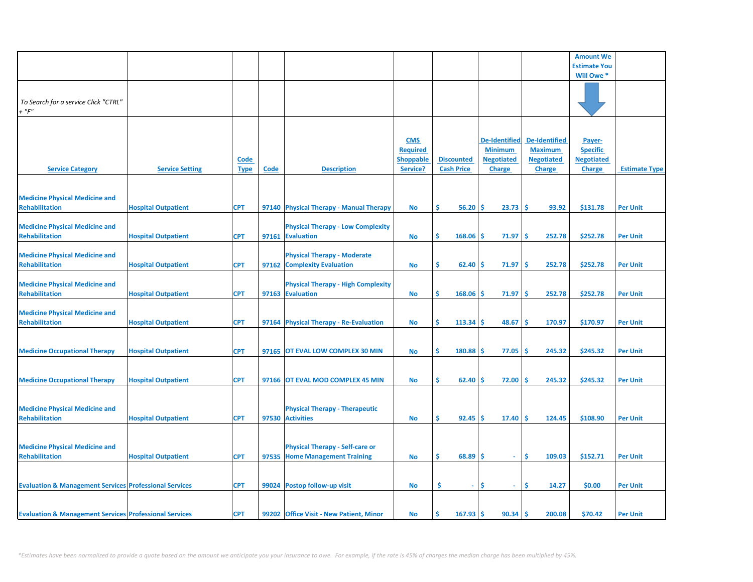| | | | | | | | | | Amount We Estimate You Will Owe * | |
|---|---|---|---|---|---|---|---|---|---|---|
| *To Search for a service Click "CTRL" + "F"* | | | | | | | | | | |
| **Service Category** | **Service Setting** | **Code Type** | **Code** | **Description** | **CMS Required Shoppable Service?** | **Discounted Cash Price** | **De-Identified Minimum Negotiated Charge** | **De-Identified Maximum Negotiated Charge** | **Payer-Specific Negotiated Charge** | **Estimate Type** |
| Medicine Physical Medicine and Rehabilitation | Hospital Outpatient | CPT | 97140 | Physical Therapy - Manual Therapy | No | $ 56.20 | $ 23.73 | $ 93.92 | $131.78 | Per Unit |
| Medicine Physical Medicine and Rehabilitation | Hospital Outpatient | CPT | 97161 | Physical Therapy - Low Complexity Evaluation | No | $ 168.06 | $ 71.97 | $ 252.78 | $252.78 | Per Unit |
| Medicine Physical Medicine and Rehabilitation | Hospital Outpatient | CPT | 97162 | Physical Therapy - Moderate Complexity Evaluation | No | $ 62.40 | $ 71.97 | $ 252.78 | $252.78 | Per Unit |
| Medicine Physical Medicine and Rehabilitation | Hospital Outpatient | CPT | 97163 | Physical Therapy - High Complexity Evaluation | No | $ 168.06 | $ 71.97 | $ 252.78 | $252.78 | Per Unit |
| Medicine Physical Medicine and Rehabilitation | Hospital Outpatient | CPT | 97164 | Physical Therapy - Re-Evaluation | No | $ 113.34 | $ 48.67 | $ 170.97 | $170.97 | Per Unit |
| Medicine Occupational Therapy | Hospital Outpatient | CPT | 97165 | OT EVAL LOW COMPLEX 30 MIN | No | $ 180.88 | $ 77.05 | $ 245.32 | $245.32 | Per Unit |
| Medicine Occupational Therapy | Hospital Outpatient | CPT | 97166 | OT EVAL MOD COMPLEX 45 MIN | No | $ 62.40 | $ 72.00 | $ 245.32 | $245.32 | Per Unit |
| Medicine Physical Medicine and Rehabilitation | Hospital Outpatient | CPT | 97530 | Physical Therapy - Therapeutic Activities | No | $ 92.45 | $ 17.40 | $ 124.45 | $108.90 | Per Unit |
| Medicine Physical Medicine and Rehabilitation | Hospital Outpatient | CPT | 97535 | Physical Therapy - Self-care or Home Management Training | No | $ 68.89 | $ - | $ 109.03 | $152.71 | Per Unit |
| Evaluation & Management Services | Professional Services | CPT | 99024 | Postop follow-up visit | No | $ - | $ - | $ 14.27 | $0.00 | Per Unit |
| Evaluation & Management Services | Professional Services | CPT | 99202 | Office Visit - New Patient, Minor | No | $ 167.93 | $ 90.34 | $ 200.08 | $70.42 | Per Unit |

*\*Estimates have been normalized to provide a quote based on the amount we anticipate you your insurance to owe. For example, if the rate is 45% of charges the median charge has been multiplied by 45%.*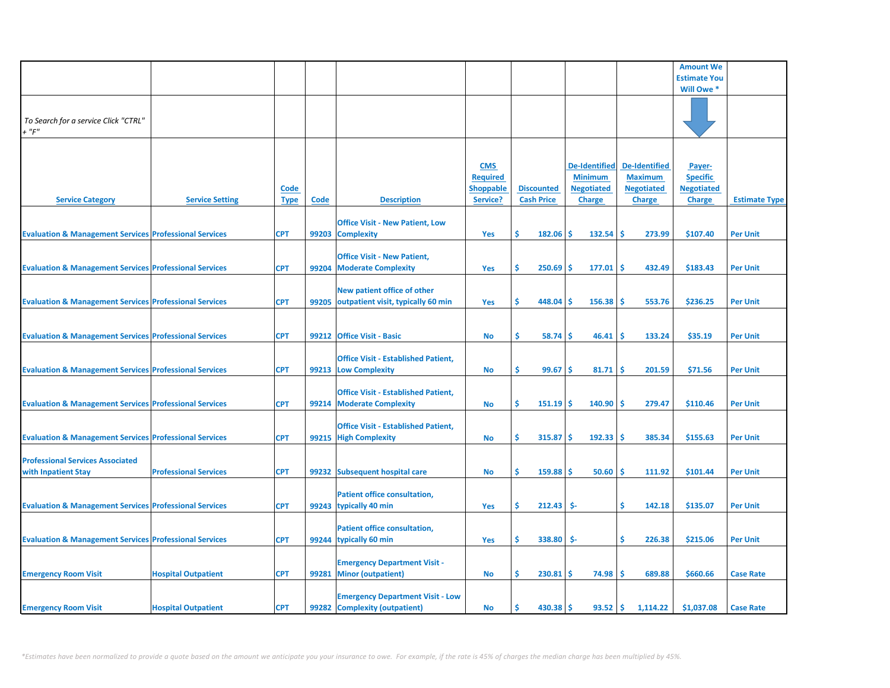| | | | | | | | | | Amount We Estimate You Will Owe * | |
|---|---|---|---|---|---|---|---|---|---|---|
| *To Search for a service Click "CTRL" + "F"* | | | | | | | | | | |
| Service Category | Service Setting | Code Type | Code | Description | CMS Required Shoppable Service? | Discounted Cash Price | De-Identified Minimum Negotiated Charge | De-Identified Maximum Negotiated Charge | Payer-Specific Negotiated Charge | Estimate Type |
| Evaluation & Management Services | Professional Services | CPT | 99203 | Office Visit - New Patient, Low Complexity | Yes | $ 182.06 | $ 132.54 | $ 273.99 | $107.40 | Per Unit |
| Evaluation & Management Services | Professional Services | CPT | 99204 | Office Visit - New Patient, Moderate Complexity | Yes | $ 250.69 | $ 177.01 | $ 432.49 | $183.43 | Per Unit |
| Evaluation & Management Services | Professional Services | CPT | 99205 | New patient office of other outpatient visit, typically 60 min | Yes | $ 448.04 | $ 156.38 | $ 553.76 | $236.25 | Per Unit |
| Evaluation & Management Services | Professional Services | CPT | 99212 | Office Visit - Basic | No | $ 58.74 | $ 46.41 | $ 133.24 | $35.19 | Per Unit |
| Evaluation & Management Services | Professional Services | CPT | 99213 | Office Visit - Established Patient, Low Complexity | No | $ 99.67 | $ 81.71 | $ 201.59 | $71.56 | Per Unit |
| Evaluation & Management Services | Professional Services | CPT | 99214 | Office Visit - Established Patient, Moderate Complexity | No | $ 151.19 | $ 140.90 | $ 279.47 | $110.46 | Per Unit |
| Evaluation & Management Services | Professional Services | CPT | 99215 | Office Visit - Established Patient, High Complexity | No | $ 315.87 | $ 192.33 | $ 385.34 | $155.63 | Per Unit |
| Professional Services Associated with Inpatient Stay | Professional Services | CPT | 99232 | Subsequent hospital care | No | $ 159.88 | $ 50.60 | $ 111.92 | $101.44 | Per Unit |
| Evaluation & Management Services | Professional Services | CPT | 99243 | Patient office consultation, typically 40 min | Yes | $ 212.43 | $- | $ 142.18 | $135.07 | Per Unit |
| Evaluation & Management Services | Professional Services | CPT | 99244 | Patient office consultation, typically 60 min | Yes | $ 338.80 | $- | $ 226.38 | $215.06 | Per Unit |
| Emergency Room Visit | Hospital Outpatient | CPT | 99281 | Emergency Department Visit - Minor (outpatient) | No | $ 230.81 | $ 74.98 | $ 689.88 | $660.66 | Case Rate |
| Emergency Room Visit | Hospital Outpatient | CPT | 99282 | Emergency Department Visit - Low Complexity (outpatient) | No | $ 430.38 | $ 93.52 | $ 1,114.22 | $1,037.08 | Case Rate |

*\*Estimates have been normalized to provide a quote based on the amount we anticipate you your insurance to owe. For example, if the rate is 45% of charges the median charge has been multiplied by 45%.*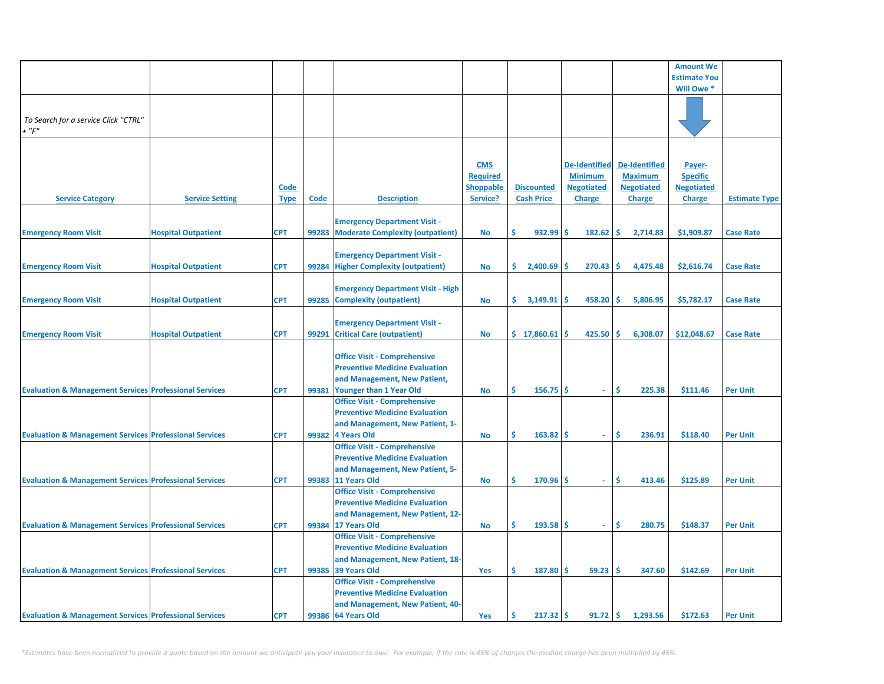| | | | | | | | | | Amount We Estimate You Will Owe * | |
|---|---|---|---|---|---|---|---|---|---|---|
| *To Search for a service Click "CTRL" + "F"* | | | | | | | | | | |
| Service Category | Service Setting | Code Type | Code | Description | CMS Required Shoppable Service? | Discounted Cash Price | De-Identified Minimum Negotiated Charge | De-Identified Maximum Negotiated Charge | Payer-Specific Negotiated Charge | Estimate Type |
| Emergency Room Visit | Hospital Outpatient | CPT | 99283 | Emergency Department Visit - Moderate Complexity (outpatient) | No | $ 932.99 | $ 182.62 | $ 2,714.83 | $1,909.87 | Case Rate |
| Emergency Room Visit | Hospital Outpatient | CPT | 99284 | Emergency Department Visit - Higher Complexity (outpatient) | No | $ 2,400.69 | $ 270.43 | $ 4,475.48 | $2,616.74 | Case Rate |
| Emergency Room Visit | Hospital Outpatient | CPT | 99285 | Emergency Department Visit - High Complexity (outpatient) | No | $ 3,149.91 | $ 458.20 | $ 5,806.95 | $5,782.17 | Case Rate |
| Emergency Room Visit | Hospital Outpatient | CPT | 99291 | Emergency Department Visit - Critical Care (outpatient) | No | $ 17,860.61 | $ 425.50 | $ 6,308.07 | $12,048.67 | Case Rate |
| Evaluation & Management Services | Professional Services | CPT | 99381 | Office Visit - Comprehensive Preventive Medicine Evaluation and Management, New Patient, Younger than 1 Year Old | No | $ 156.75 | $ - | $ 225.38 | $111.46 | Per Unit |
| Evaluation & Management Services | Professional Services | CPT | 99382 | Office Visit - Comprehensive Preventive Medicine Evaluation and Management, New Patient, 1-4 Years Old | No | $ 163.82 | $ - | $ 236.91 | $118.40 | Per Unit |
| Evaluation & Management Services | Professional Services | CPT | 99383 | Office Visit - Comprehensive Preventive Medicine Evaluation and Management, New Patient, 5-11 Years Old | No | $ 170.96 | $ - | $ 413.46 | $125.89 | Per Unit |
| Evaluation & Management Services | Professional Services | CPT | 99384 | Office Visit - Comprehensive Preventive Medicine Evaluation and Management, New Patient, 12-17 Years Old | No | $ 193.58 | $ - | $ 280.75 | $148.37 | Per Unit |
| Evaluation & Management Services | Professional Services | CPT | 99385 | Office Visit - Comprehensive Preventive Medicine Evaluation and Management, New Patient, 18-39 Years Old | Yes | $ 187.80 | $ 59.23 | $ 347.60 | $142.69 | Per Unit |
| Evaluation & Management Services | Professional Services | CPT | 99386 | Office Visit - Comprehensive Preventive Medicine Evaluation and Management, New Patient, 40-64 Years Old | Yes | $ 217.32 | $ 91.72 | $ 1,293.56 | $172.63 | Per Unit |

*\*Estimates have been normalized to provide a quote based on the amount we anticipate you your insurance to owe. For example, if the rate is 45% of charges the median charge has been multiplied by 45%.*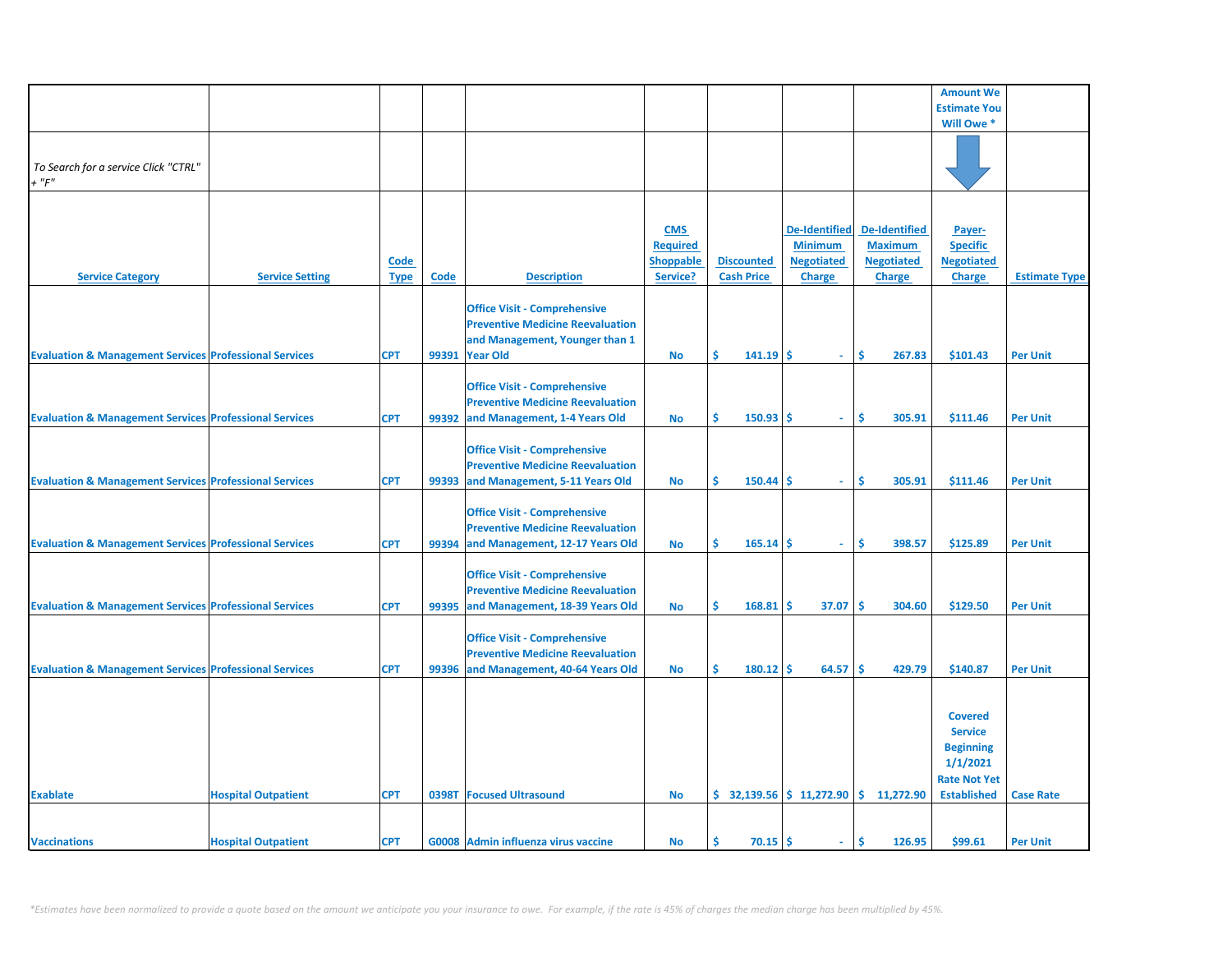| | | | | | | | | | Amount We Estimate You Will Owe * | |
|---|---|---|---|---|---|---|---|---|---|---|
| *To Search for a service Click "CTRL" + "F"* | | | | | | | | | | |
| **Service Category** | **Service Setting** | **Code Type** | **Code** | **Description** | **CMS Required Shoppable Service?** | **Discounted Cash Price** | **De-Identified Minimum Negotiated Charge** | **De-Identified Maximum Negotiated Charge** | **Payer-Specific Negotiated Charge** | **Estimate Type** |
| Evaluation & Management Services | Professional Services | CPT | 99391 | Office Visit - Comprehensive Preventive Medicine Reevaluation and Management, Younger than 1 Year Old | No | $ 141.19 | $ - | $ 267.83 | $101.43 | Per Unit |
| Evaluation & Management Services | Professional Services | CPT | 99392 | Office Visit - Comprehensive Preventive Medicine Reevaluation and Management, 1-4 Years Old | No | $ 150.93 | $ - | $ 305.91 | $111.46 | Per Unit |
| Evaluation & Management Services | Professional Services | CPT | 99393 | Office Visit - Comprehensive Preventive Medicine Reevaluation and Management, 5-11 Years Old | No | $ 150.44 | $ - | $ 305.91 | $111.46 | Per Unit |
| Evaluation & Management Services | Professional Services | CPT | 99394 | Office Visit - Comprehensive Preventive Medicine Reevaluation and Management, 12-17 Years Old | No | $ 165.14 | $ - | $ 398.57 | $125.89 | Per Unit |
| Evaluation & Management Services | Professional Services | CPT | 99395 | Office Visit - Comprehensive Preventive Medicine Reevaluation and Management, 18-39 Years Old | No | $ 168.81 | $ 37.07 | $ 304.60 | $129.50 | Per Unit |
| Evaluation & Management Services | Professional Services | CPT | 99396 | Office Visit - Comprehensive Preventive Medicine Reevaluation and Management, 40-64 Years Old | No | $ 180.12 | $ 64.57 | $ 429.79 | $140.87 | Per Unit |
| Exablate | Hospital Outpatient | CPT | 0398T | Focused Ultrasound | No | $ 32,139.56 | $ 11,272.90 | $ 11,272.90 | Covered Service Beginning 1/1/2021 Rate Not Yet Established | Case Rate |
| Vaccinations | Hospital Outpatient | CPT | G0008 | Admin influenza virus vaccine | No | $ 70.15 | $ - | $ 126.95 | $99.61 | Per Unit |

*\*Estimates have been normalized to provide a quote based on the amount we anticipate you your insurance to owe. For example, if the rate is 45% of charges the median charge has been multiplied by 45%.*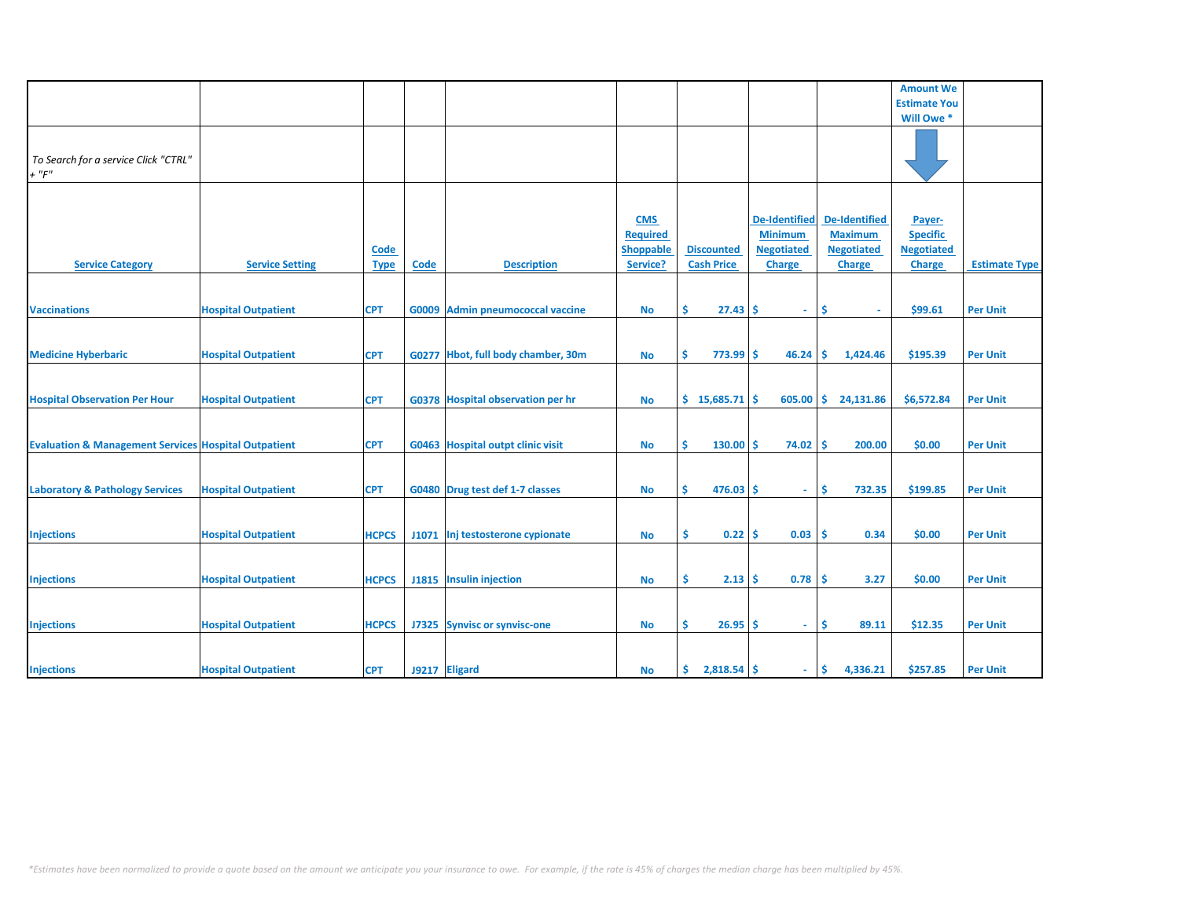| | | | | | | | | | Amount We Estimate You Will Owe * | |
|---|---|---|---|---|---|---|---|---|---|---|
| To Search for a service Click "CTRL" + "F" | | | | | | | | | | |
| **Service Category** | **Service Setting** | **Code Type** | **Code** | **Description** | **CMS Required Shoppable Service?** | **Discounted Cash Price** | **De-Identified Minimum Negotiated Charge** | **De-Identified Maximum Negotiated Charge** | **Payer-Specific Negotiated Charge** | **Estimate Type** |
| **Vaccinations** | **Hospital Outpatient** | **CPT** | **G0009** | **Admin pneumococcal vaccine** | **No** | **$ 27.43** | **$ -** | **$ -** | **$99.61** | **Per Unit** |
| **Medicine Hyberbaric** | **Hospital Outpatient** | **CPT** | **G0277** | **Hbot, full body chamber, 30m** | **No** | **$ 773.99** | **$ 46.24** | **$ 1,424.46** | **$195.39** | **Per Unit** |
| **Hospital Observation Per Hour** | **Hospital Outpatient** | **CPT** | **G0378** | **Hospital observation per hr** | **No** | **$ 15,685.71** | **$ 605.00** | **$ 24,131.86** | **$6,572.84** | **Per Unit** |
| **Evaluation & Management Services** | **Hospital Outpatient** | **CPT** | **G0463** | **Hospital outpt clinic visit** | **No** | **$ 130.00** | **$ 74.02** | **$ 200.00** | **$0.00** | **Per Unit** |
| **Laboratory & Pathology Services** | **Hospital Outpatient** | **CPT** | **G0480** | **Drug test def 1-7 classes** | **No** | **$ 476.03** | **$ -** | **$ 732.35** | **$199.85** | **Per Unit** |
| **Injections** | **Hospital Outpatient** | **HCPCS** | **J1071** | **Inj testosterone cypionate** | **No** | **$ 0.22** | **$ 0.03** | **$ 0.34** | **$0.00** | **Per Unit** |
| **Injections** | **Hospital Outpatient** | **HCPCS** | **J1815** | **Insulin injection** | **No** | **$ 2.13** | **$ 0.78** | **$ 3.27** | **$0.00** | **Per Unit** |
| **Injections** | **Hospital Outpatient** | **HCPCS** | **J7325** | **Synvisc or synvisc-one** | **No** | **$ 26.95** | **$ -** | **$ 89.11** | **$12.35** | **Per Unit** |
| **Injections** | **Hospital Outpatient** | **CPT** | **J9217** | **Eligard** | **No** | **$ 2,818.54** | **$ -** | **$ 4,336.21** | **$257.85** | **Per Unit** |

*\*Estimates have been normalized to provide a quote based on the amount we anticipate you your insurance to owe. For example, if the rate is 45% of charges the median charge has been multiplied by 45%.*